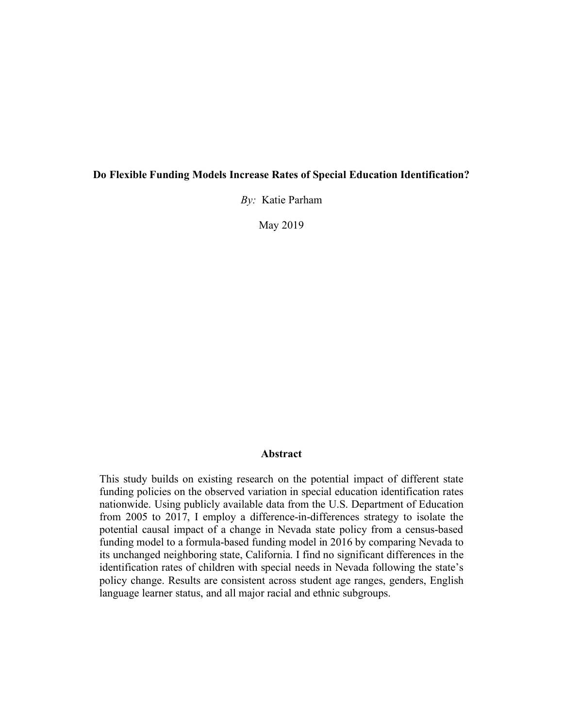# Do Flexible Funding Models Increase Rates of Special Education Identification?

*By:* Katie Parham

May 2019

## Abstract

This study builds on existing research on the potential impact of different state funding policies on the observed variation in special education identification rates nationwide. Using publicly available data from the U.S. Department of Education from 2005 to 2017, I employ a difference-in-differences strategy to isolate the potential causal impact of a change in Nevada state policy from a census-based funding model to a formula-based funding model in 2016 by comparing Nevada to its unchanged neighboring state, California. I find no significant differences in the identification rates of children with special needs in Nevada following the state's policy change. Results are consistent across student age ranges, genders, English language learner status, and all major racial and ethnic subgroups.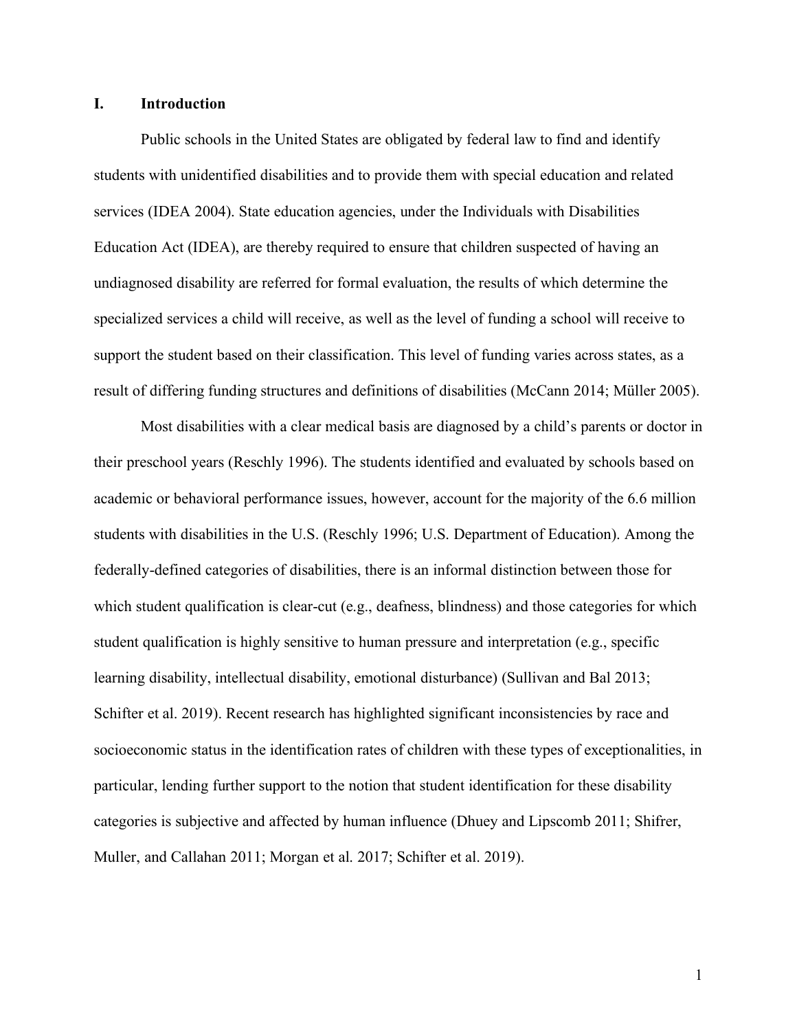## I. Introduction

Public schools in the United States are obligated by federal law to find and identify students with unidentified disabilities and to provide them with special education and related services (IDEA 2004). State education agencies, under the Individuals with Disabilities Education Act (IDEA), are thereby required to ensure that children suspected of having an undiagnosed disability are referred for formal evaluation, the results of which determine the specialized services a child will receive, as well as the level of funding a school will receive to support the student based on their classification. This level of funding varies across states, as a result of differing funding structures and definitions of disabilities (McCann 2014; Müller 2005).

Most disabilities with a clear medical basis are diagnosed by a child's parents or doctor in their preschool years (Reschly 1996). The students identified and evaluated by schools based on academic or behavioral performance issues, however, account for the majority of the 6.6 million students with disabilities in the U.S. (Reschly 1996; U.S. Department of Education). Among the federally-defined categories of disabilities, there is an informal distinction between those for which student qualification is clear-cut (e.g., deafness, blindness) and those categories for which student qualification is highly sensitive to human pressure and interpretation (e.g., specific learning disability, intellectual disability, emotional disturbance) (Sullivan and Bal 2013; Schifter et al. 2019). Recent research has highlighted significant inconsistencies by race and socioeconomic status in the identification rates of children with these types of exceptionalities, in particular, lending further support to the notion that student identification for these disability categories is subjective and affected by human influence (Dhuey and Lipscomb 2011; Shifrer, Muller, and Callahan 2011; Morgan et al. 2017; Schifter et al. 2019).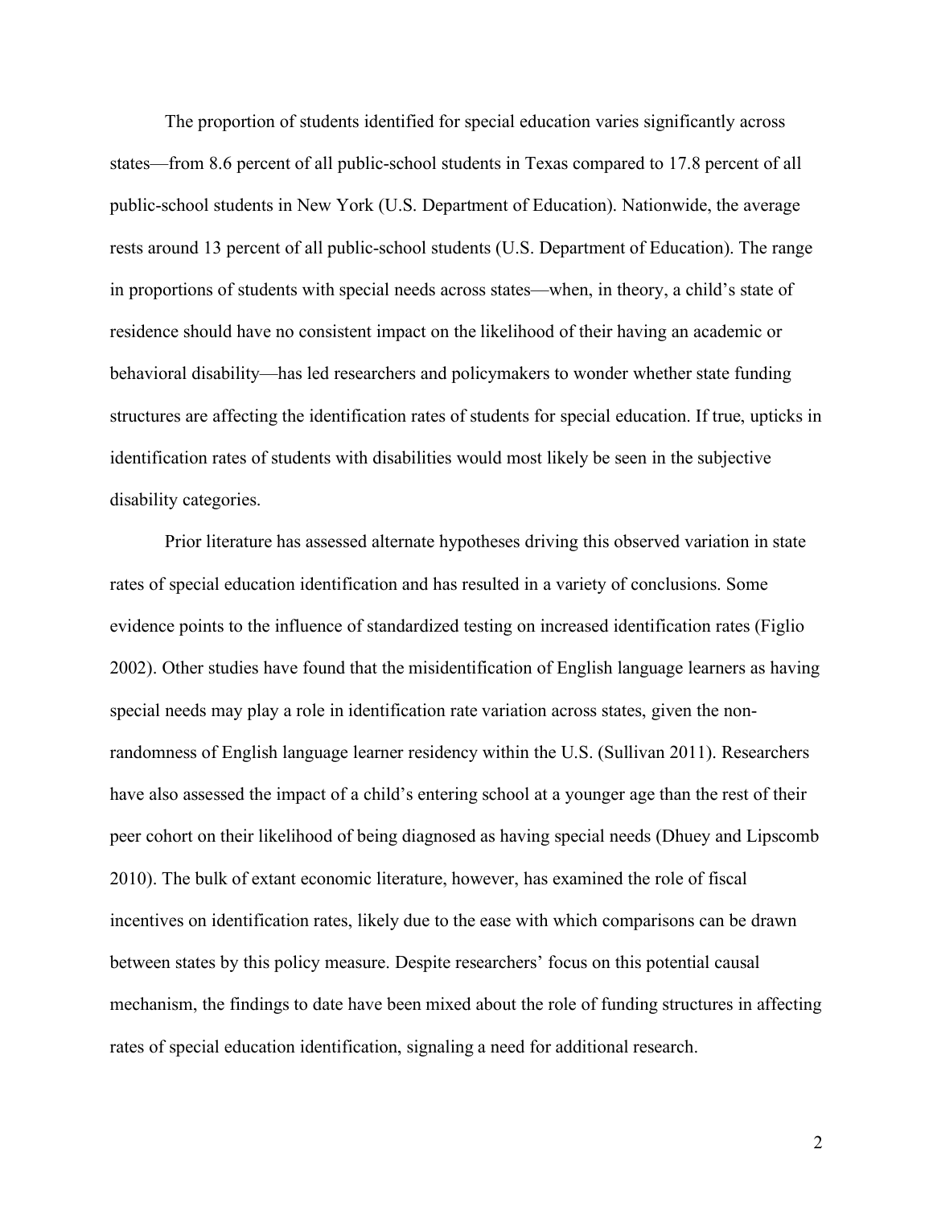The proportion of students identified for special education varies significantly across states—from 8.6 percent of all public-school students in Texas compared to 17.8 percent of all public-school students in New York (U.S. Department of Education). Nationwide, the average rests around 13 percent of all public-school students (U.S. Department of Education). The range in proportions of students with special needs across states—when, in theory, a child's state of residence should have no consistent impact on the likelihood of their having an academic or behavioral disability—has led researchers and policymakers to wonder whether state funding structures are affecting the identification rates of students for special education. If true, upticks in identification rates of students with disabilities would most likely be seen in the subjective disability categories.

Prior literature has assessed alternate hypotheses driving this observed variation in state rates of special education identification and has resulted in a variety of conclusions. Some evidence points to the influence of standardized testing on increased identification rates (Figlio 2002). Other studies have found that the misidentification of English language learners as having special needs may play a role in identification rate variation across states, given the non-randomness of English language learner residency within the U.S. (Sullivan 2011). Researchers have also assessed the impact of a child's entering school at a younger age than the rest of their peer cohort on their likelihood of being diagnosed as having special needs (Dhuey and Lipscomb 2010). The bulk of extant economic literature, however, has examined the role of fiscal incentives on identification rates, likely due to the ease with which comparisons can be drawn between states by this policy measure. Despite researchers' focus on this potential causal mechanism, the findings to date have been mixed about the role of funding structures in affecting rates of special education identification, signaling a need for additional research.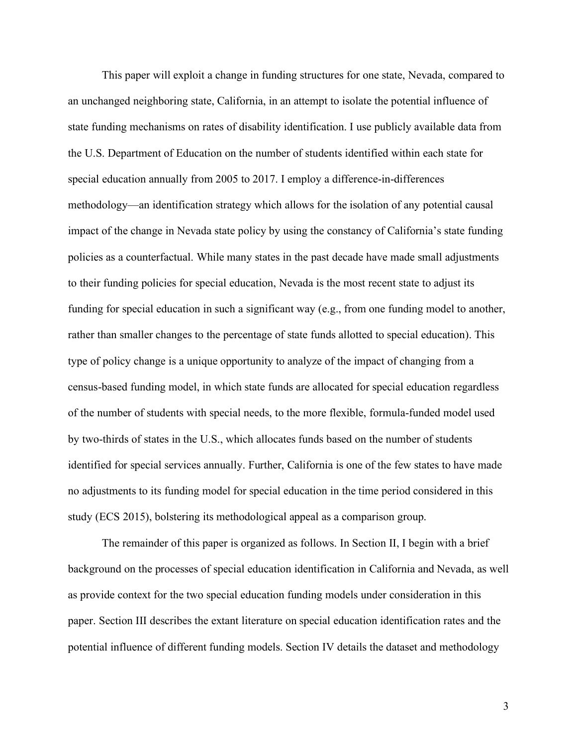This paper will exploit a change in funding structures for one state, Nevada, compared to an unchanged neighboring state, California, in an attempt to isolate the potential influence of state funding mechanisms on rates of disability identification. I use publicly available data from the U.S. Department of Education on the number of students identified within each state for special education annually from 2005 to 2017. I employ a difference-in-differences methodology—an identification strategy which allows for the isolation of any potential causal impact of the change in Nevada state policy by using the constancy of California's state funding policies as a counterfactual. While many states in the past decade have made small adjustments to their funding policies for special education, Nevada is the most recent state to adjust its funding for special education in such a significant way (e.g., from one funding model to another, rather than smaller changes to the percentage of state funds allotted to special education). This type of policy change is a unique opportunity to analyze of the impact of changing from a census-based funding model, in which state funds are allocated for special education regardless of the number of students with special needs, to the more flexible, formula-funded model used by two-thirds of states in the U.S., which allocates funds based on the number of students identified for special services annually. Further, California is one of the few states to have made no adjustments to its funding model for special education in the time period considered in this study (ECS 2015), bolstering its methodological appeal as a comparison group.

The remainder of this paper is organized as follows. In Section II, I begin with a brief background on the processes of special education identification in California and Nevada, as well as provide context for the two special education funding models under consideration in this paper. Section III describes the extant literature on special education identification rates and the potential influence of different funding models. Section IV details the dataset and methodology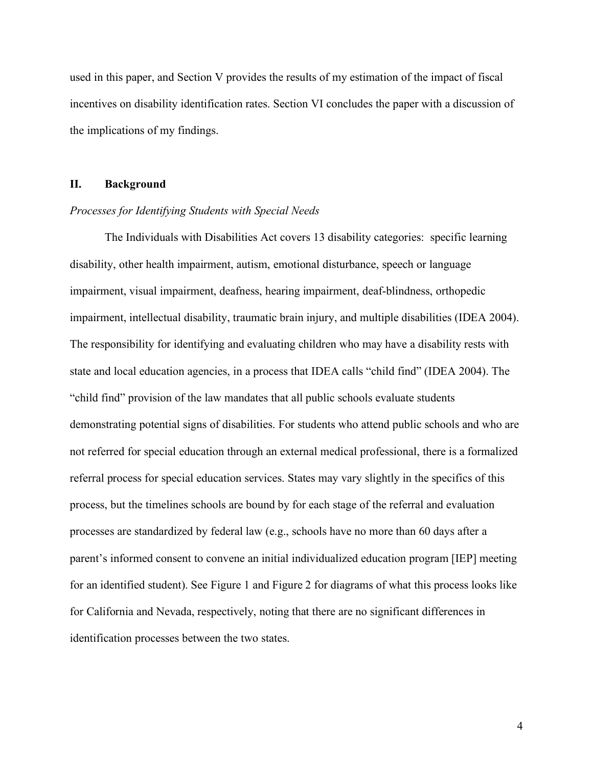used in this paper, and Section V provides the results of my estimation of the impact of fiscal incentives on disability identification rates. Section VI concludes the paper with a discussion of the implications of my findings.

## II. Background

*Processes for Identifying Students with Special Needs*

The Individuals with Disabilities Act covers 13 disability categories: specific learning disability, other health impairment, autism, emotional disturbance, speech or language impairment, visual impairment, deafness, hearing impairment, deaf-blindness, orthopedic impairment, intellectual disability, traumatic brain injury, and multiple disabilities (IDEA 2004). The responsibility for identifying and evaluating children who may have a disability rests with state and local education agencies, in a process that IDEA calls "child find" (IDEA 2004). The "child find" provision of the law mandates that all public schools evaluate students demonstrating potential signs of disabilities. For students who attend public schools and who are not referred for special education through an external medical professional, there is a formalized referral process for special education services. States may vary slightly in the specifics of this process, but the timelines schools are bound by for each stage of the referral and evaluation processes are standardized by federal law (e.g., schools have no more than 60 days after a parent's informed consent to convene an initial individualized education program [IEP] meeting for an identified student). See Figure 1 and Figure 2 for diagrams of what this process looks like for California and Nevada, respectively, noting that there are no significant differences in identification processes between the two states.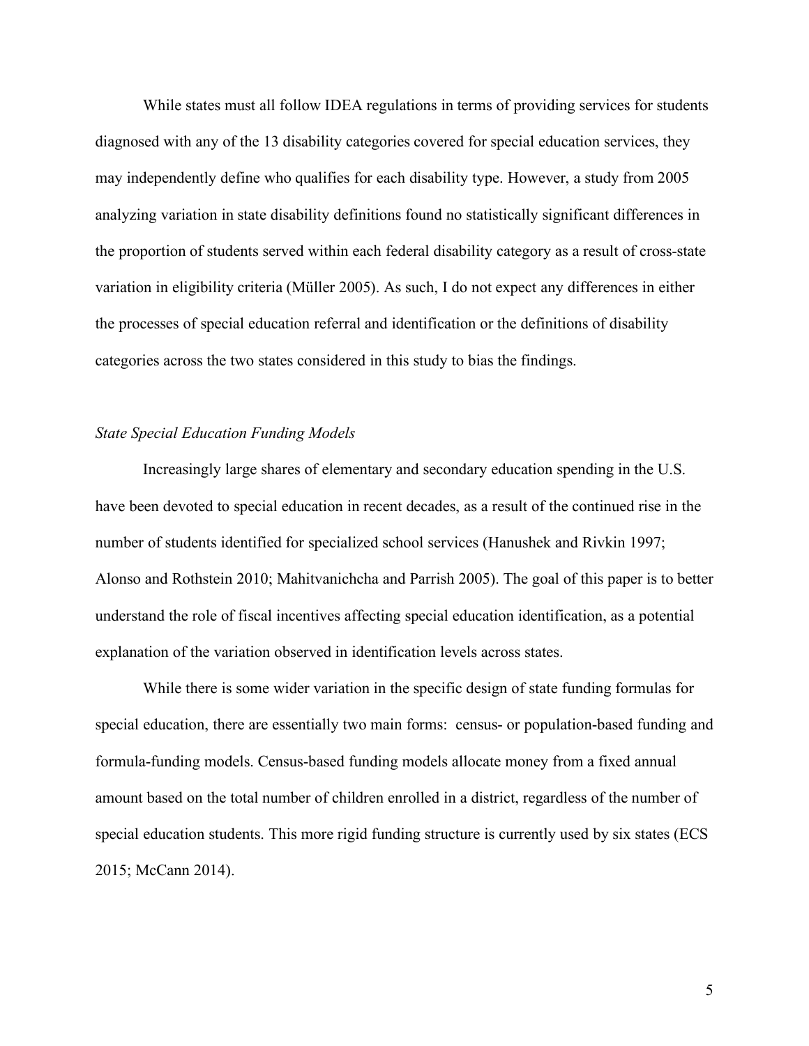While states must all follow IDEA regulations in terms of providing services for students diagnosed with any of the 13 disability categories covered for special education services, they may independently define who qualifies for each disability type. However, a study from 2005 analyzing variation in state disability definitions found no statistically significant differences in the proportion of students served within each federal disability category as a result of cross-state variation in eligibility criteria (Müller 2005). As such, I do not expect any differences in either the processes of special education referral and identification or the definitions of disability categories across the two states considered in this study to bias the findings.

*State Special Education Funding Models*

Increasingly large shares of elementary and secondary education spending in the U.S. have been devoted to special education in recent decades, as a result of the continued rise in the number of students identified for specialized school services (Hanushek and Rivkin 1997; Alonso and Rothstein 2010; Mahitvanichcha and Parrish 2005). The goal of this paper is to better understand the role of fiscal incentives affecting special education identification, as a potential explanation of the variation observed in identification levels across states.

While there is some wider variation in the specific design of state funding formulas for special education, there are essentially two main forms: census- or population-based funding and formula-funding models. Census-based funding models allocate money from a fixed annual amount based on the total number of children enrolled in a district, regardless of the number of special education students. This more rigid funding structure is currently used by six states (ECS 2015; McCann 2014).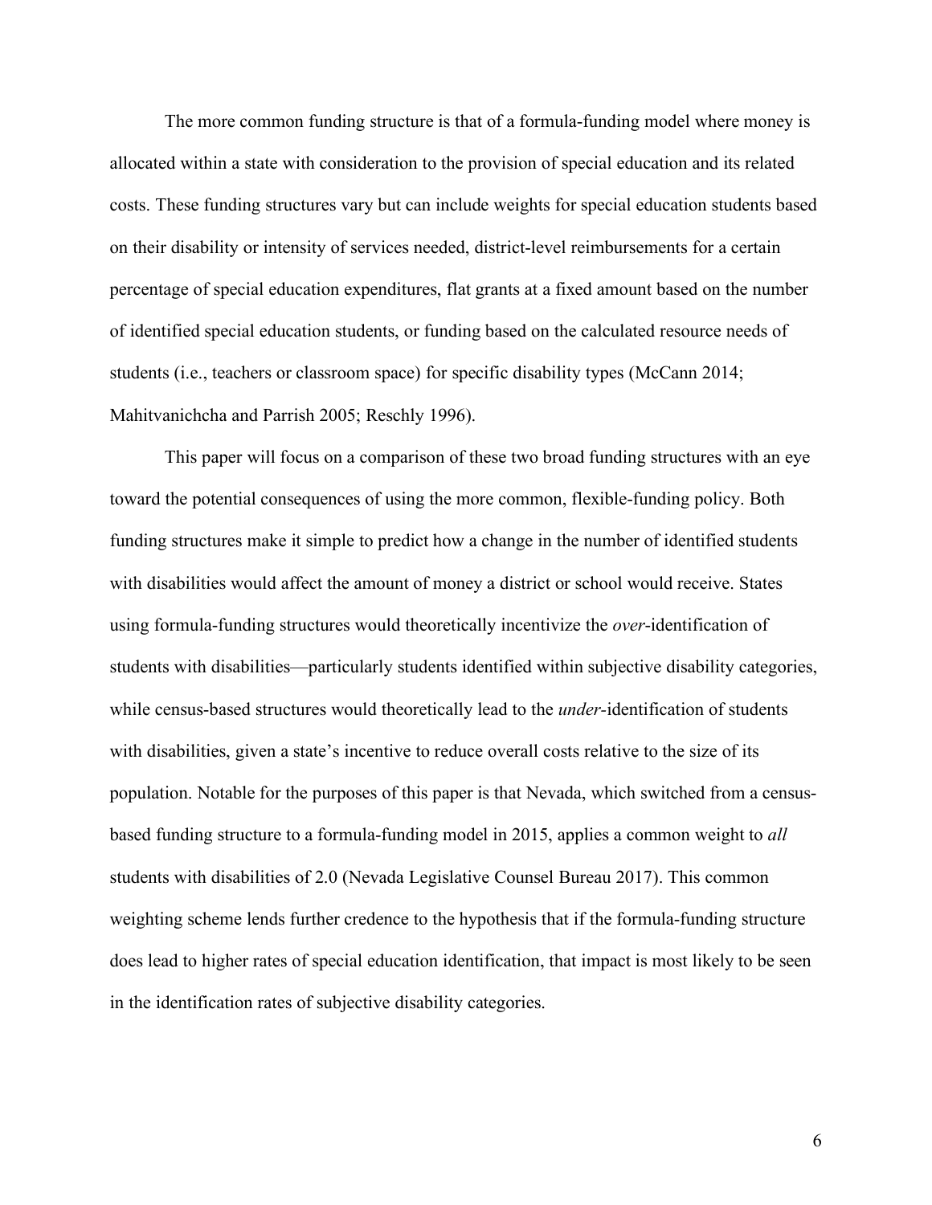The more common funding structure is that of a formula-funding model where money is allocated within a state with consideration to the provision of special education and its related costs. These funding structures vary but can include weights for special education students based on their disability or intensity of services needed, district-level reimbursements for a certain percentage of special education expenditures, flat grants at a fixed amount based on the number of identified special education students, or funding based on the calculated resource needs of students (i.e., teachers or classroom space) for specific disability types (McCann 2014; Mahitvanichcha and Parrish 2005; Reschly 1996).

This paper will focus on a comparison of these two broad funding structures with an eye toward the potential consequences of using the more common, flexible-funding policy. Both funding structures make it simple to predict how a change in the number of identified students with disabilities would affect the amount of money a district or school would receive. States using formula-funding structures would theoretically incentivize the *over*-identification of students with disabilities—particularly students identified within subjective disability categories, while census-based structures would theoretically lead to the *under*-identification of students with disabilities, given a state's incentive to reduce overall costs relative to the size of its population. Notable for the purposes of this paper is that Nevada, which switched from a census-based funding structure to a formula-funding model in 2015, applies a common weight to *all* students with disabilities of 2.0 (Nevada Legislative Counsel Bureau 2017). This common weighting scheme lends further credence to the hypothesis that if the formula-funding structure does lead to higher rates of special education identification, that impact is most likely to be seen in the identification rates of subjective disability categories.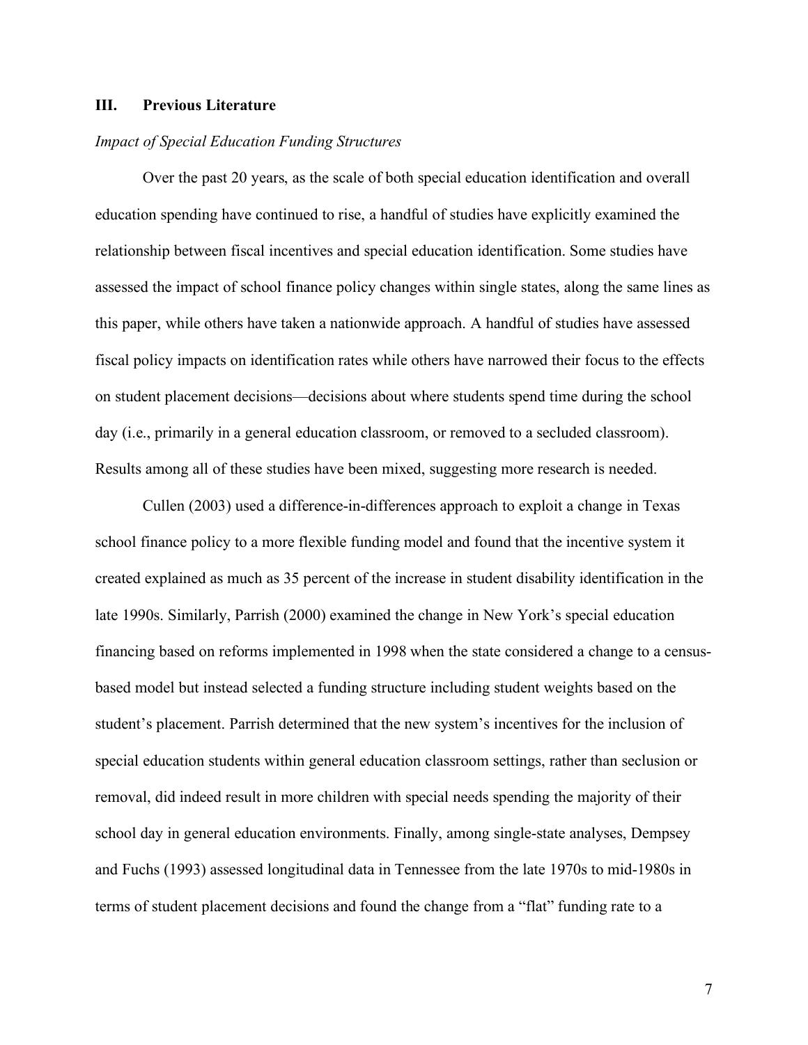## III. Previous Literature

### *Impact of Special Education Funding Structures*

Over the past 20 years, as the scale of both special education identification and overall education spending have continued to rise, a handful of studies have explicitly examined the relationship between fiscal incentives and special education identification. Some studies have assessed the impact of school finance policy changes within single states, along the same lines as this paper, while others have taken a nationwide approach. A handful of studies have assessed fiscal policy impacts on identification rates while others have narrowed their focus to the effects on student placement decisions—decisions about where students spend time during the school day (i.e., primarily in a general education classroom, or removed to a secluded classroom). Results among all of these studies have been mixed, suggesting more research is needed.

Cullen (2003) used a difference-in-differences approach to exploit a change in Texas school finance policy to a more flexible funding model and found that the incentive system it created explained as much as 35 percent of the increase in student disability identification in the late 1990s. Similarly, Parrish (2000) examined the change in New York's special education financing based on reforms implemented in 1998 when the state considered a change to a census-based model but instead selected a funding structure including student weights based on the student's placement. Parrish determined that the new system's incentives for the inclusion of special education students within general education classroom settings, rather than seclusion or removal, did indeed result in more children with special needs spending the majority of their school day in general education environments. Finally, among single-state analyses, Dempsey and Fuchs (1993) assessed longitudinal data in Tennessee from the late 1970s to mid-1980s in terms of student placement decisions and found the change from a "flat" funding rate to a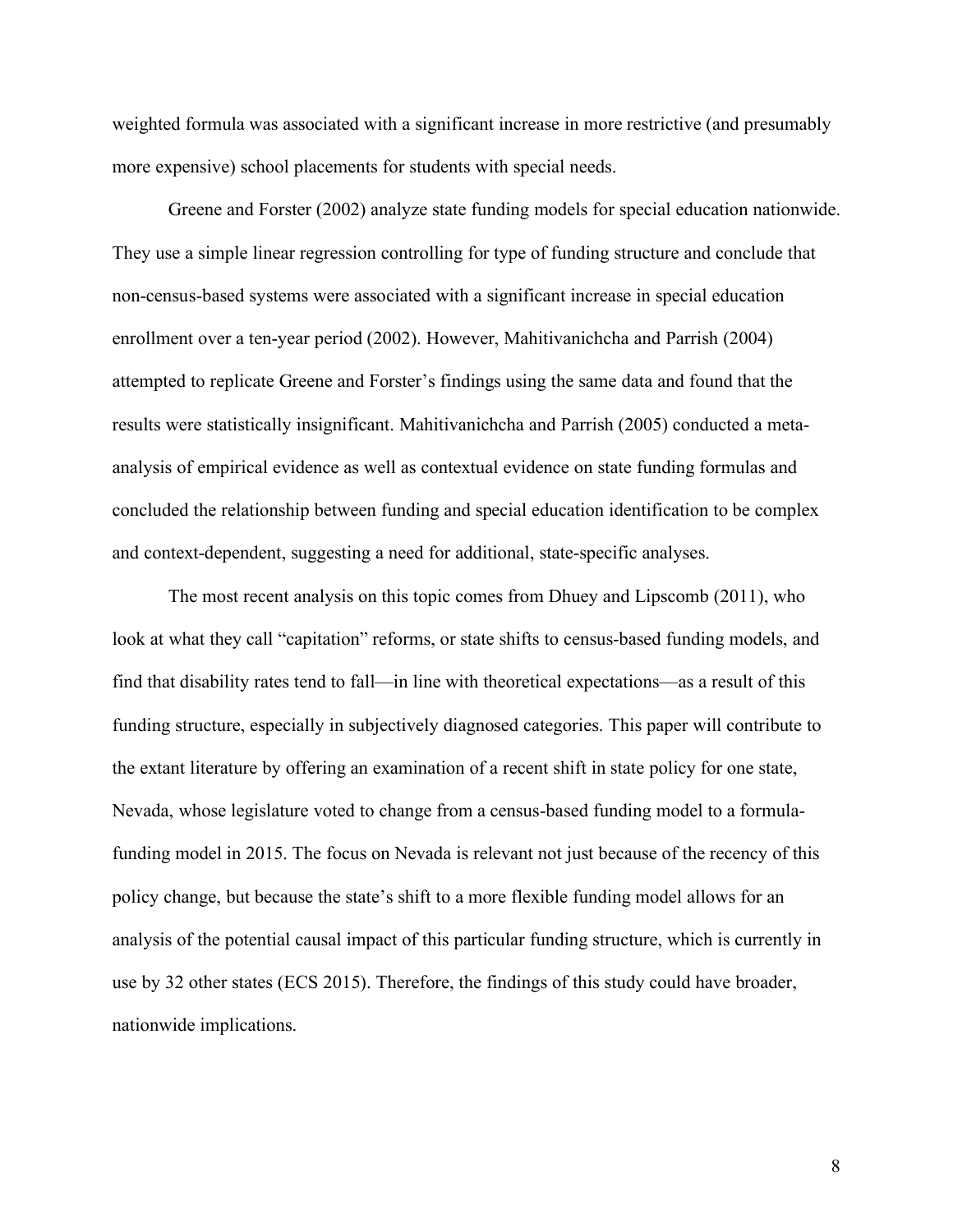weighted formula was associated with a significant increase in more restrictive (and presumably more expensive) school placements for students with special needs.

Greene and Forster (2002) analyze state funding models for special education nationwide. They use a simple linear regression controlling for type of funding structure and conclude that non-census-based systems were associated with a significant increase in special education enrollment over a ten-year period (2002). However, Mahitivanichcha and Parrish (2004) attempted to replicate Greene and Forster's findings using the same data and found that the results were statistically insignificant. Mahitivanichcha and Parrish (2005) conducted a meta-analysis of empirical evidence as well as contextual evidence on state funding formulas and concluded the relationship between funding and special education identification to be complex and context-dependent, suggesting a need for additional, state-specific analyses.

The most recent analysis on this topic comes from Dhuey and Lipscomb (2011), who look at what they call "capitation" reforms, or state shifts to census-based funding models, and find that disability rates tend to fall—in line with theoretical expectations—as a result of this funding structure, especially in subjectively diagnosed categories. This paper will contribute to the extant literature by offering an examination of a recent shift in state policy for one state, Nevada, whose legislature voted to change from a census-based funding model to a formula-funding model in 2015. The focus on Nevada is relevant not just because of the recency of this policy change, but because the state's shift to a more flexible funding model allows for an analysis of the potential causal impact of this particular funding structure, which is currently in use by 32 other states (ECS 2015). Therefore, the findings of this study could have broader, nationwide implications.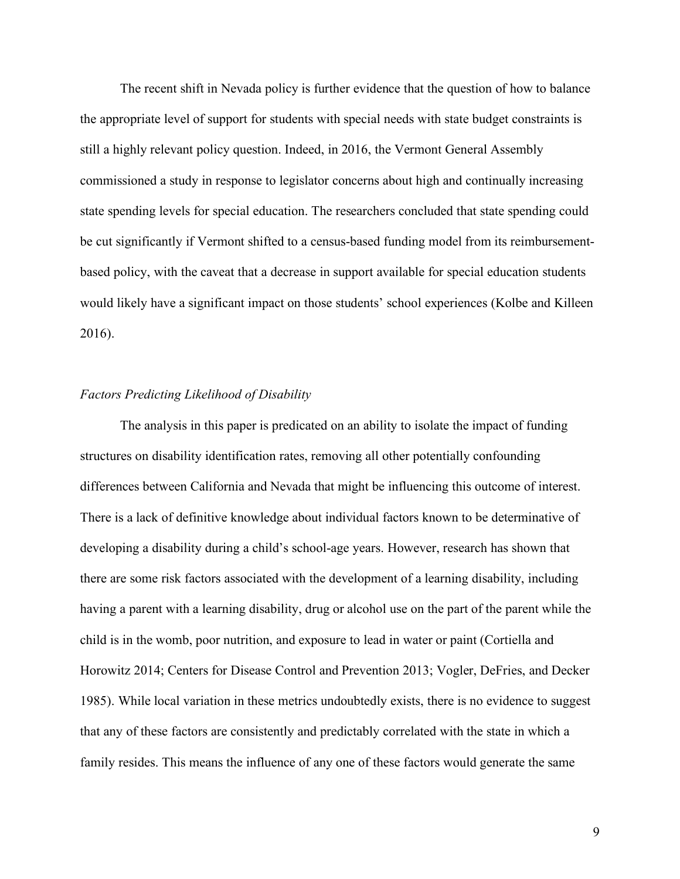The recent shift in Nevada policy is further evidence that the question of how to balance the appropriate level of support for students with special needs with state budget constraints is still a highly relevant policy question. Indeed, in 2016, the Vermont General Assembly commissioned a study in response to legislator concerns about high and continually increasing state spending levels for special education. The researchers concluded that state spending could be cut significantly if Vermont shifted to a census-based funding model from its reimbursement-based policy, with the caveat that a decrease in support available for special education students would likely have a significant impact on those students' school experiences (Kolbe and Killeen 2016).

*Factors Predicting Likelihood of Disability*

The analysis in this paper is predicated on an ability to isolate the impact of funding structures on disability identification rates, removing all other potentially confounding differences between California and Nevada that might be influencing this outcome of interest. There is a lack of definitive knowledge about individual factors known to be determinative of developing a disability during a child's school-age years. However, research has shown that there are some risk factors associated with the development of a learning disability, including having a parent with a learning disability, drug or alcohol use on the part of the parent while the child is in the womb, poor nutrition, and exposure to lead in water or paint (Cortiella and Horowitz 2014; Centers for Disease Control and Prevention 2013; Vogler, DeFries, and Decker 1985). While local variation in these metrics undoubtedly exists, there is no evidence to suggest that any of these factors are consistently and predictably correlated with the state in which a family resides. This means the influence of any one of these factors would generate the same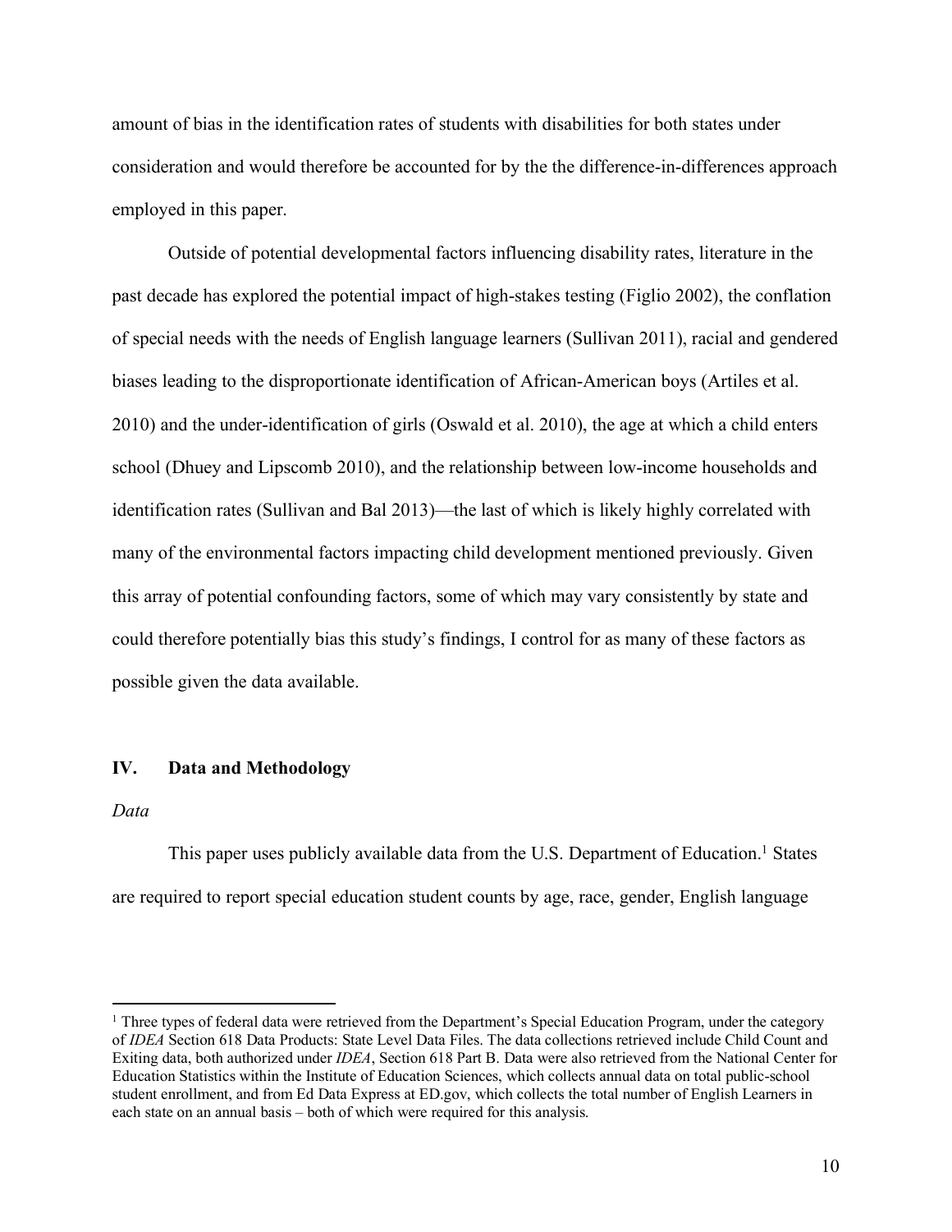amount of bias in the identification rates of students with disabilities for both states under consideration and would therefore be accounted for by the the difference-in-differences approach employed in this paper.

Outside of potential developmental factors influencing disability rates, literature in the past decade has explored the potential impact of high-stakes testing (Figlio 2002), the conflation of special needs with the needs of English language learners (Sullivan 2011), racial and gendered biases leading to the disproportionate identification of African-American boys (Artiles et al. 2010) and the under-identification of girls (Oswald et al. 2010), the age at which a child enters school (Dhuey and Lipscomb 2010), and the relationship between low-income households and identification rates (Sullivan and Bal 2013)—the last of which is likely highly correlated with many of the environmental factors impacting child development mentioned previously. Given this array of potential confounding factors, some of which may vary consistently by state and could therefore potentially bias this study's findings, I control for as many of these factors as possible given the data available.

## IV. Data and Methodology

*Data*

This paper uses publicly available data from the U.S. Department of Education.[1] States are required to report special education student counts by age, race, gender, English language

[1] Three types of federal data were retrieved from the Department's Special Education Program, under the category of *IDEA* Section 618 Data Products: State Level Data Files. The data collections retrieved include Child Count and Exiting data, both authorized under *IDEA*, Section 618 Part B. Data were also retrieved from the National Center for Education Statistics within the Institute of Education Sciences, which collects annual data on total public-school student enrollment, and from Ed Data Express at ED.gov, which collects the total number of English Learners in each state on an annual basis – both of which were required for this analysis.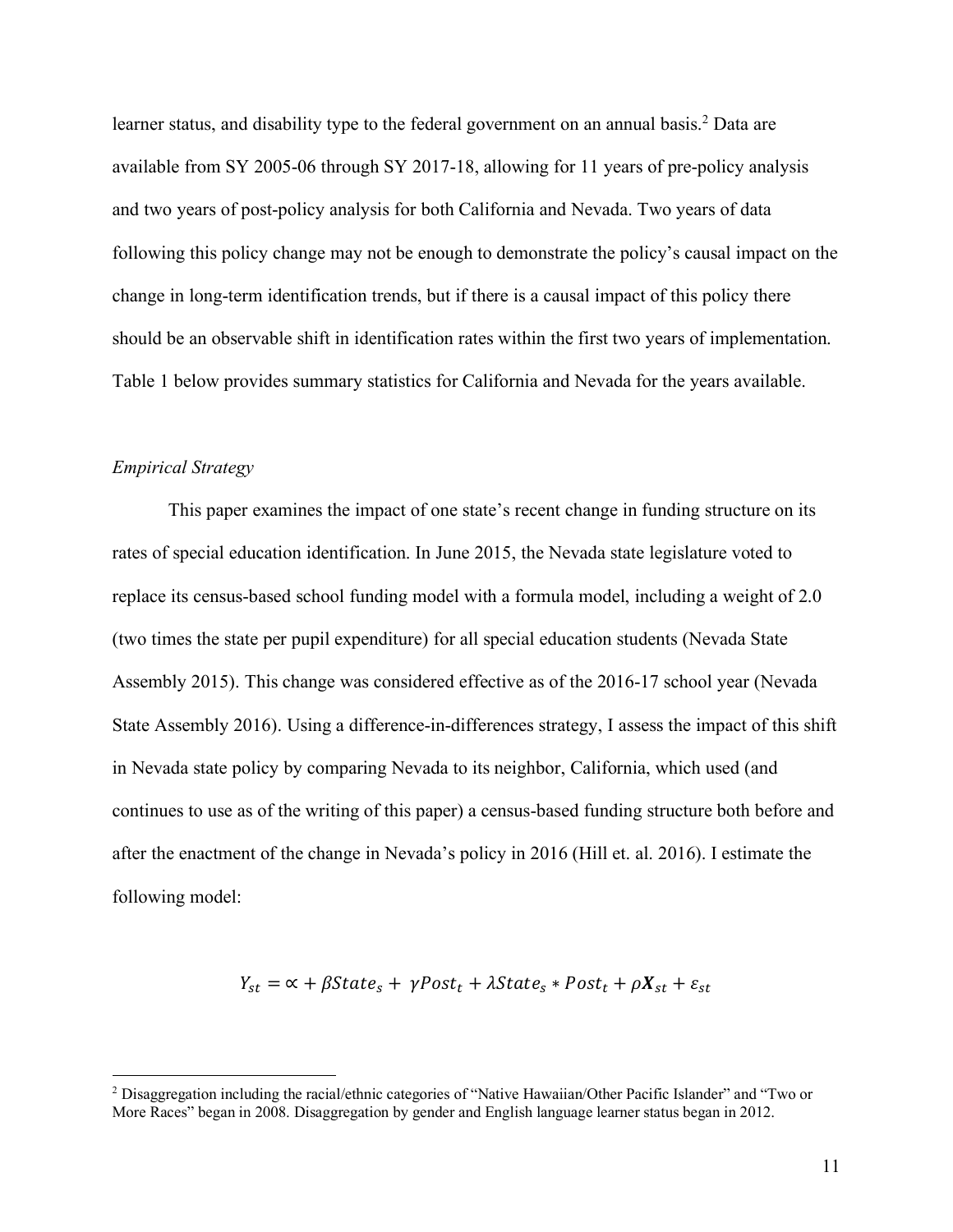learner status, and disability type to the federal government on an annual basis.[2] Data are available from SY 2005-06 through SY 2017-18, allowing for 11 years of pre-policy analysis and two years of post-policy analysis for both California and Nevada. Two years of data following this policy change may not be enough to demonstrate the policy's causal impact on the change in long-term identification trends, but if there is a causal impact of this policy there should be an observable shift in identification rates within the first two years of implementation. Table 1 below provides summary statistics for California and Nevada for the years available.

*Empirical Strategy*

This paper examines the impact of one state's recent change in funding structure on its rates of special education identification. In June 2015, the Nevada state legislature voted to replace its census-based school funding model with a formula model, including a weight of 2.0 (two times the state per pupil expenditure) for all special education students (Nevada State Assembly 2015). This change was considered effective as of the 2016-17 school year (Nevada State Assembly 2016). Using a difference-in-differences strategy, I assess the impact of this shift in Nevada state policy by comparing Nevada to its neighbor, California, which used (and continues to use as of the writing of this paper) a census-based funding structure both before and after the enactment of the change in Nevada's policy in 2016 (Hill et. al. 2016). I estimate the following model:

$$Y_{st} = \propto + \beta State_s + \gamma Post_t + \lambda State_s * Post_t + \rho \boldsymbol{X}_{st} + \varepsilon_{st}$$

[2] Disaggregation including the racial/ethnic categories of "Native Hawaiian/Other Pacific Islander" and "Two or More Races" began in 2008. Disaggregation by gender and English language learner status began in 2012.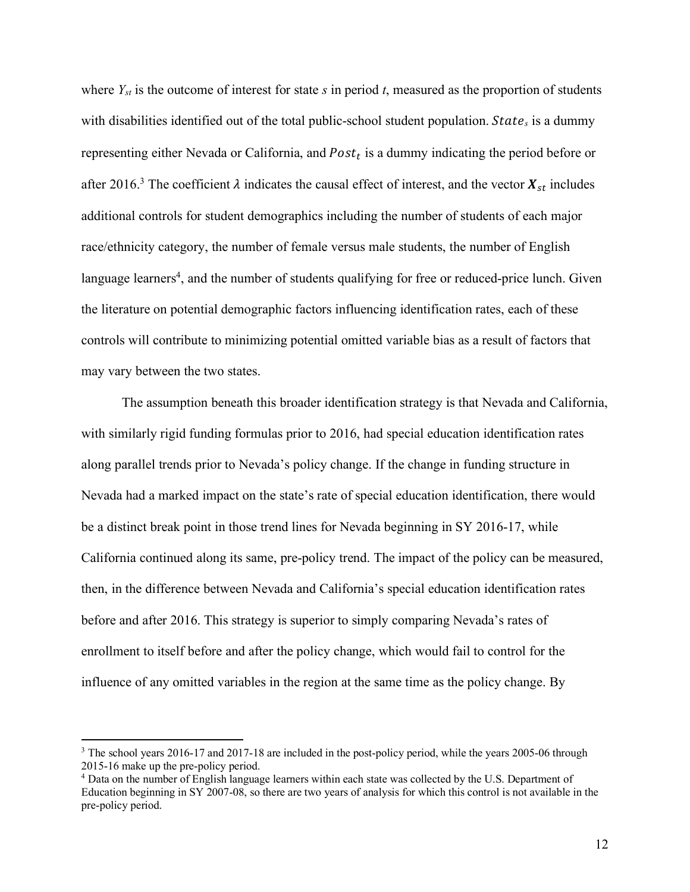where $Y_{st}$ is the outcome of interest for state $s$ in period $t$, measured as the proportion of students with disabilities identified out of the total public-school student population. $State_s$ is a dummy representing either Nevada or California, and $Post_t$ is a dummy indicating the period before or after 2016.[3] The coefficient $\lambda$ indicates the causal effect of interest, and the vector $\boldsymbol{X}_{st}$ includes additional controls for student demographics including the number of students of each major race/ethnicity category, the number of female versus male students, the number of English language learners[4], and the number of students qualifying for free or reduced-price lunch. Given the literature on potential demographic factors influencing identification rates, each of these controls will contribute to minimizing potential omitted variable bias as a result of factors that may vary between the two states.

The assumption beneath this broader identification strategy is that Nevada and California, with similarly rigid funding formulas prior to 2016, had special education identification rates along parallel trends prior to Nevada's policy change. If the change in funding structure in Nevada had a marked impact on the state's rate of special education identification, there would be a distinct break point in those trend lines for Nevada beginning in SY 2016-17, while California continued along its same, pre-policy trend. The impact of the policy can be measured, then, in the difference between Nevada and California's special education identification rates before and after 2016. This strategy is superior to simply comparing Nevada's rates of enrollment to itself before and after the policy change, which would fail to control for the influence of any omitted variables in the region at the same time as the policy change. By

[3] The school years 2016-17 and 2017-18 are included in the post-policy period, while the years 2005-06 through 2015-16 make up the pre-policy period.

[4] Data on the number of English language learners within each state was collected by the U.S. Department of Education beginning in SY 2007-08, so there are two years of analysis for which this control is not available in the pre-policy period.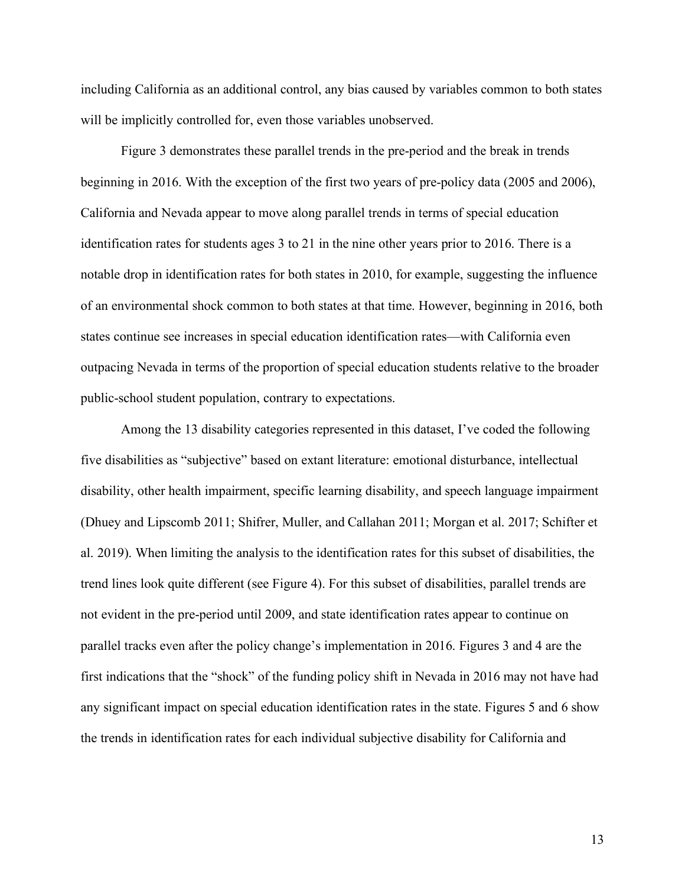including California as an additional control, any bias caused by variables common to both states will be implicitly controlled for, even those variables unobserved.

Figure 3 demonstrates these parallel trends in the pre-period and the break in trends beginning in 2016. With the exception of the first two years of pre-policy data (2005 and 2006), California and Nevada appear to move along parallel trends in terms of special education identification rates for students ages 3 to 21 in the nine other years prior to 2016. There is a notable drop in identification rates for both states in 2010, for example, suggesting the influence of an environmental shock common to both states at that time. However, beginning in 2016, both states continue see increases in special education identification rates—with California even outpacing Nevada in terms of the proportion of special education students relative to the broader public-school student population, contrary to expectations.

Among the 13 disability categories represented in this dataset, I've coded the following five disabilities as "subjective" based on extant literature: emotional disturbance, intellectual disability, other health impairment, specific learning disability, and speech language impairment (Dhuey and Lipscomb 2011; Shifrer, Muller, and Callahan 2011; Morgan et al. 2017; Schifter et al. 2019). When limiting the analysis to the identification rates for this subset of disabilities, the trend lines look quite different (see Figure 4). For this subset of disabilities, parallel trends are not evident in the pre-period until 2009, and state identification rates appear to continue on parallel tracks even after the policy change's implementation in 2016. Figures 3 and 4 are the first indications that the "shock" of the funding policy shift in Nevada in 2016 may not have had any significant impact on special education identification rates in the state. Figures 5 and 6 show the trends in identification rates for each individual subjective disability for California and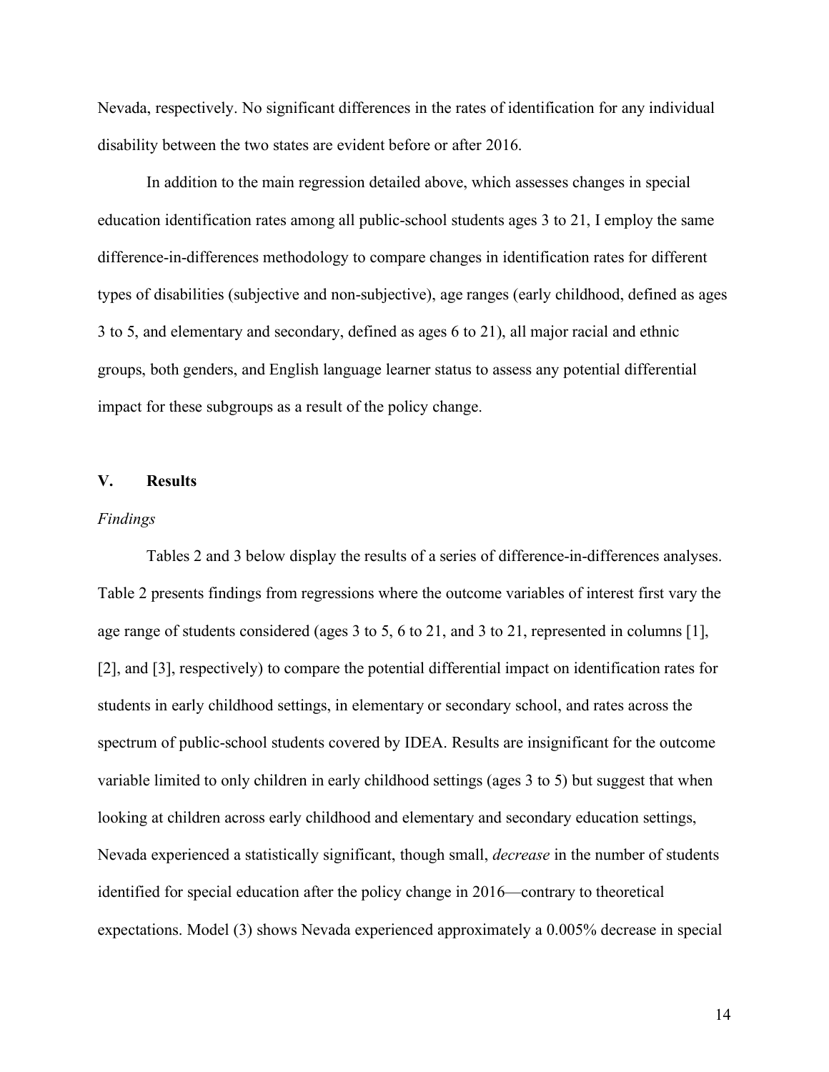Nevada, respectively. No significant differences in the rates of identification for any individual disability between the two states are evident before or after 2016.

In addition to the main regression detailed above, which assesses changes in special education identification rates among all public-school students ages 3 to 21, I employ the same difference-in-differences methodology to compare changes in identification rates for different types of disabilities (subjective and non-subjective), age ranges (early childhood, defined as ages 3 to 5, and elementary and secondary, defined as ages 6 to 21), all major racial and ethnic groups, both genders, and English language learner status to assess any potential differential impact for these subgroups as a result of the policy change.

## V. Results

### *Findings*

Tables 2 and 3 below display the results of a series of difference-in-differences analyses. Table 2 presents findings from regressions where the outcome variables of interest first vary the age range of students considered (ages 3 to 5, 6 to 21, and 3 to 21, represented in columns [1], [2], and [3], respectively) to compare the potential differential impact on identification rates for students in early childhood settings, in elementary or secondary school, and rates across the spectrum of public-school students covered by IDEA. Results are insignificant for the outcome variable limited to only children in early childhood settings (ages 3 to 5) but suggest that when looking at children across early childhood and elementary and secondary education settings, Nevada experienced a statistically significant, though small, *decrease* in the number of students identified for special education after the policy change in 2016—contrary to theoretical expectations. Model (3) shows Nevada experienced approximately a 0.005% decrease in special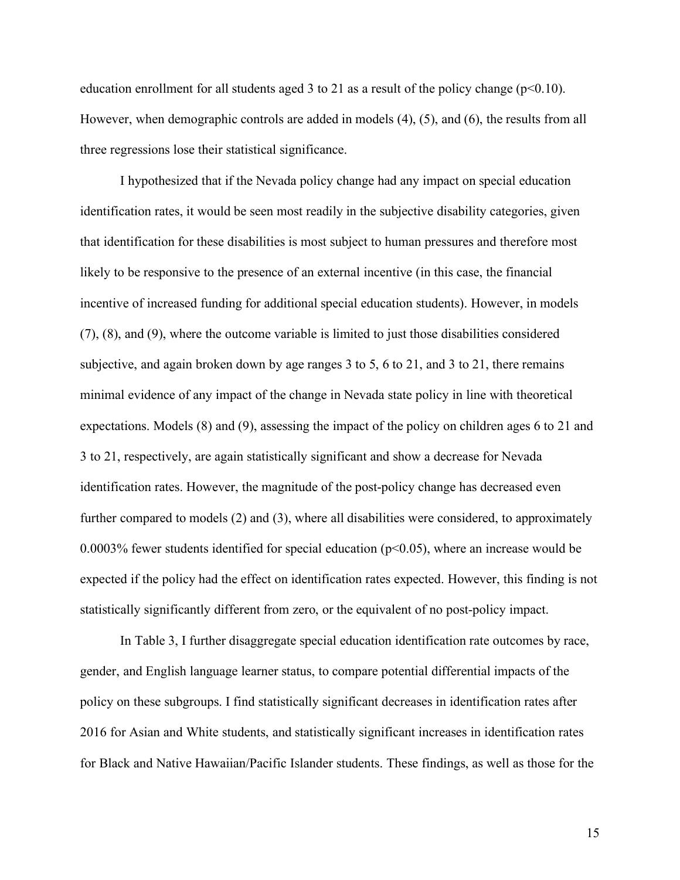education enrollment for all students aged 3 to 21 as a result of the policy change ($p<0.10$). However, when demographic controls are added in models (4), (5), and (6), the results from all three regressions lose their statistical significance.

I hypothesized that if the Nevada policy change had any impact on special education identification rates, it would be seen most readily in the subjective disability categories, given that identification for these disabilities is most subject to human pressures and therefore most likely to be responsive to the presence of an external incentive (in this case, the financial incentive of increased funding for additional special education students). However, in models (7), (8), and (9), where the outcome variable is limited to just those disabilities considered subjective, and again broken down by age ranges 3 to 5, 6 to 21, and 3 to 21, there remains minimal evidence of any impact of the change in Nevada state policy in line with theoretical expectations. Models (8) and (9), assessing the impact of the policy on children ages 6 to 21 and 3 to 21, respectively, are again statistically significant and show a decrease for Nevada identification rates. However, the magnitude of the post-policy change has decreased even further compared to models (2) and (3), where all disabilities were considered, to approximately 0.0003% fewer students identified for special education ($p<0.05$), where an increase would be expected if the policy had the effect on identification rates expected. However, this finding is not statistically significantly different from zero, or the equivalent of no post-policy impact.

In Table 3, I further disaggregate special education identification rate outcomes by race, gender, and English language learner status, to compare potential differential impacts of the policy on these subgroups. I find statistically significant decreases in identification rates after 2016 for Asian and White students, and statistically significant increases in identification rates for Black and Native Hawaiian/Pacific Islander students. These findings, as well as those for the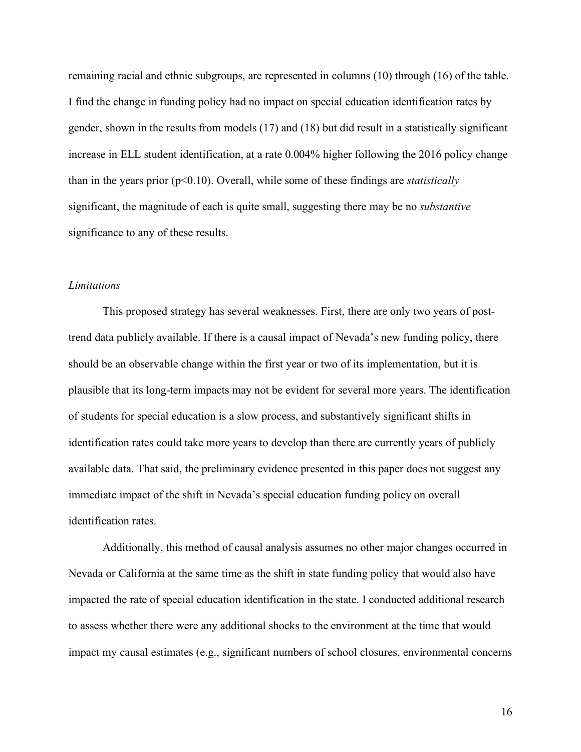remaining racial and ethnic subgroups, are represented in columns (10) through (16) of the table. I find the change in funding policy had no impact on special education identification rates by gender, shown in the results from models (17) and (18) but did result in a statistically significant increase in ELL student identification, at a rate 0.004% higher following the 2016 policy change than in the years prior ($p<0.10$). Overall, while some of these findings are *statistically* significant, the magnitude of each is quite small, suggesting there may be no *substantive* significance to any of these results.

*Limitations*

This proposed strategy has several weaknesses. First, there are only two years of post-trend data publicly available. If there is a causal impact of Nevada's new funding policy, there should be an observable change within the first year or two of its implementation, but it is plausible that its long-term impacts may not be evident for several more years. The identification of students for special education is a slow process, and substantively significant shifts in identification rates could take more years to develop than there are currently years of publicly available data. That said, the preliminary evidence presented in this paper does not suggest any immediate impact of the shift in Nevada's special education funding policy on overall identification rates.

Additionally, this method of causal analysis assumes no other major changes occurred in Nevada or California at the same time as the shift in state funding policy that would also have impacted the rate of special education identification in the state. I conducted additional research to assess whether there were any additional shocks to the environment at the time that would impact my causal estimates (e.g., significant numbers of school closures, environmental concerns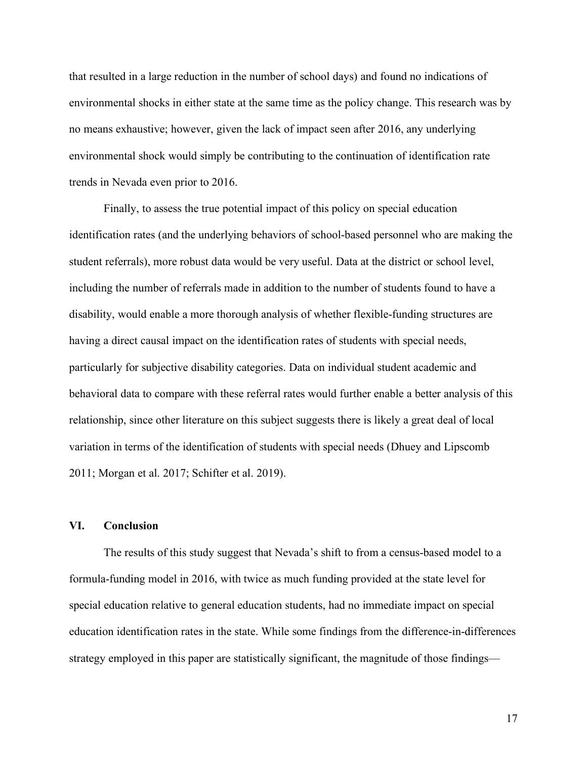that resulted in a large reduction in the number of school days) and found no indications of environmental shocks in either state at the same time as the policy change. This research was by no means exhaustive; however, given the lack of impact seen after 2016, any underlying environmental shock would simply be contributing to the continuation of identification rate trends in Nevada even prior to 2016.

Finally, to assess the true potential impact of this policy on special education identification rates (and the underlying behaviors of school-based personnel who are making the student referrals), more robust data would be very useful. Data at the district or school level, including the number of referrals made in addition to the number of students found to have a disability, would enable a more thorough analysis of whether flexible-funding structures are having a direct causal impact on the identification rates of students with special needs, particularly for subjective disability categories. Data on individual student academic and behavioral data to compare with these referral rates would further enable a better analysis of this relationship, since other literature on this subject suggests there is likely a great deal of local variation in terms of the identification of students with special needs (Dhuey and Lipscomb 2011; Morgan et al. 2017; Schifter et al. 2019).

## VI. Conclusion

The results of this study suggest that Nevada's shift to from a census-based model to a formula-funding model in 2016, with twice as much funding provided at the state level for special education relative to general education students, had no immediate impact on special education identification rates in the state. While some findings from the difference-in-differences strategy employed in this paper are statistically significant, the magnitude of those findings—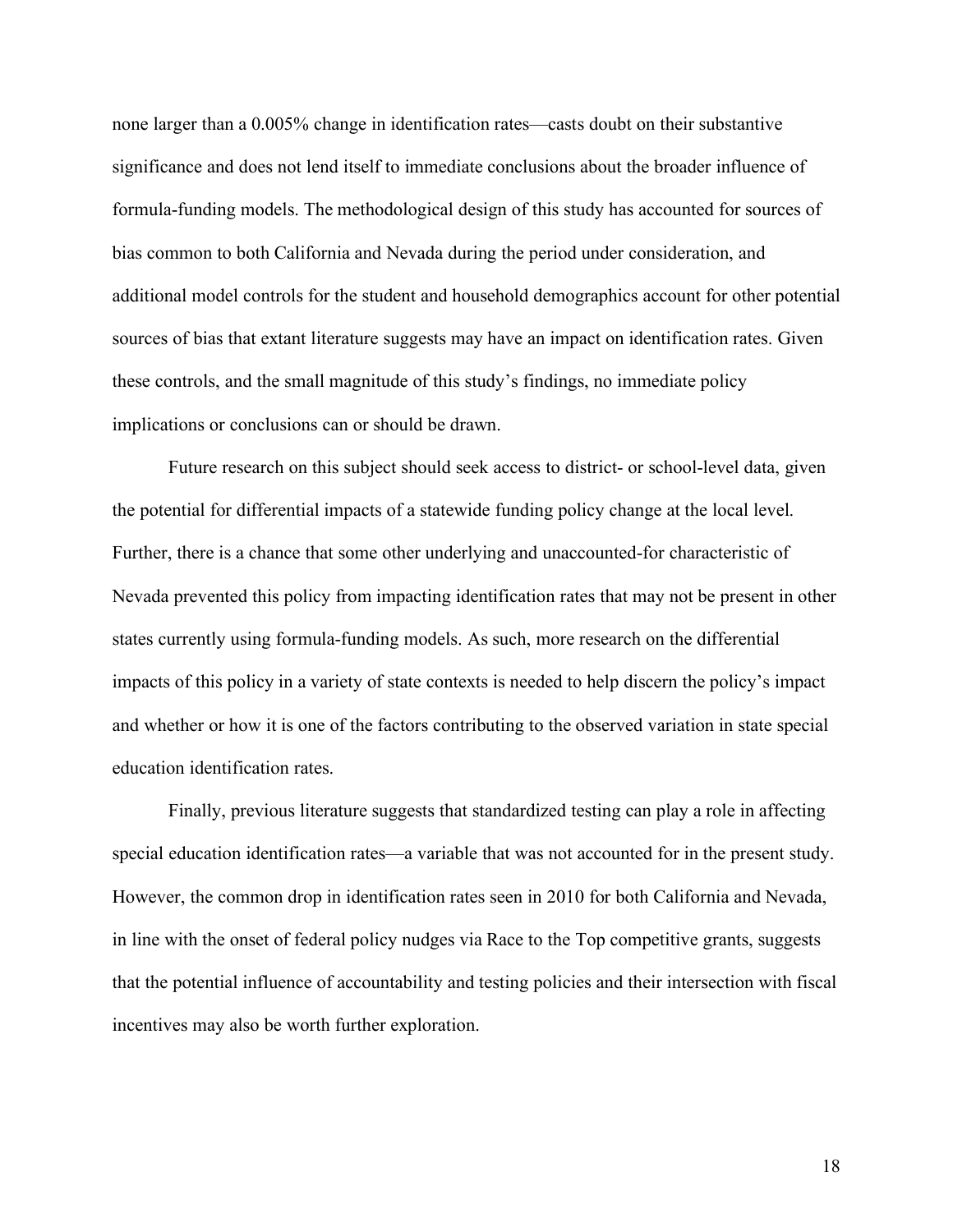none larger than a 0.005% change in identification rates—casts doubt on their substantive significance and does not lend itself to immediate conclusions about the broader influence of formula-funding models. The methodological design of this study has accounted for sources of bias common to both California and Nevada during the period under consideration, and additional model controls for the student and household demographics account for other potential sources of bias that extant literature suggests may have an impact on identification rates. Given these controls, and the small magnitude of this study's findings, no immediate policy implications or conclusions can or should be drawn.

Future research on this subject should seek access to district- or school-level data, given the potential for differential impacts of a statewide funding policy change at the local level. Further, there is a chance that some other underlying and unaccounted-for characteristic of Nevada prevented this policy from impacting identification rates that may not be present in other states currently using formula-funding models. As such, more research on the differential impacts of this policy in a variety of state contexts is needed to help discern the policy's impact and whether or how it is one of the factors contributing to the observed variation in state special education identification rates.

Finally, previous literature suggests that standardized testing can play a role in affecting special education identification rates—a variable that was not accounted for in the present study. However, the common drop in identification rates seen in 2010 for both California and Nevada, in line with the onset of federal policy nudges via Race to the Top competitive grants, suggests that the potential influence of accountability and testing policies and their intersection with fiscal incentives may also be worth further exploration.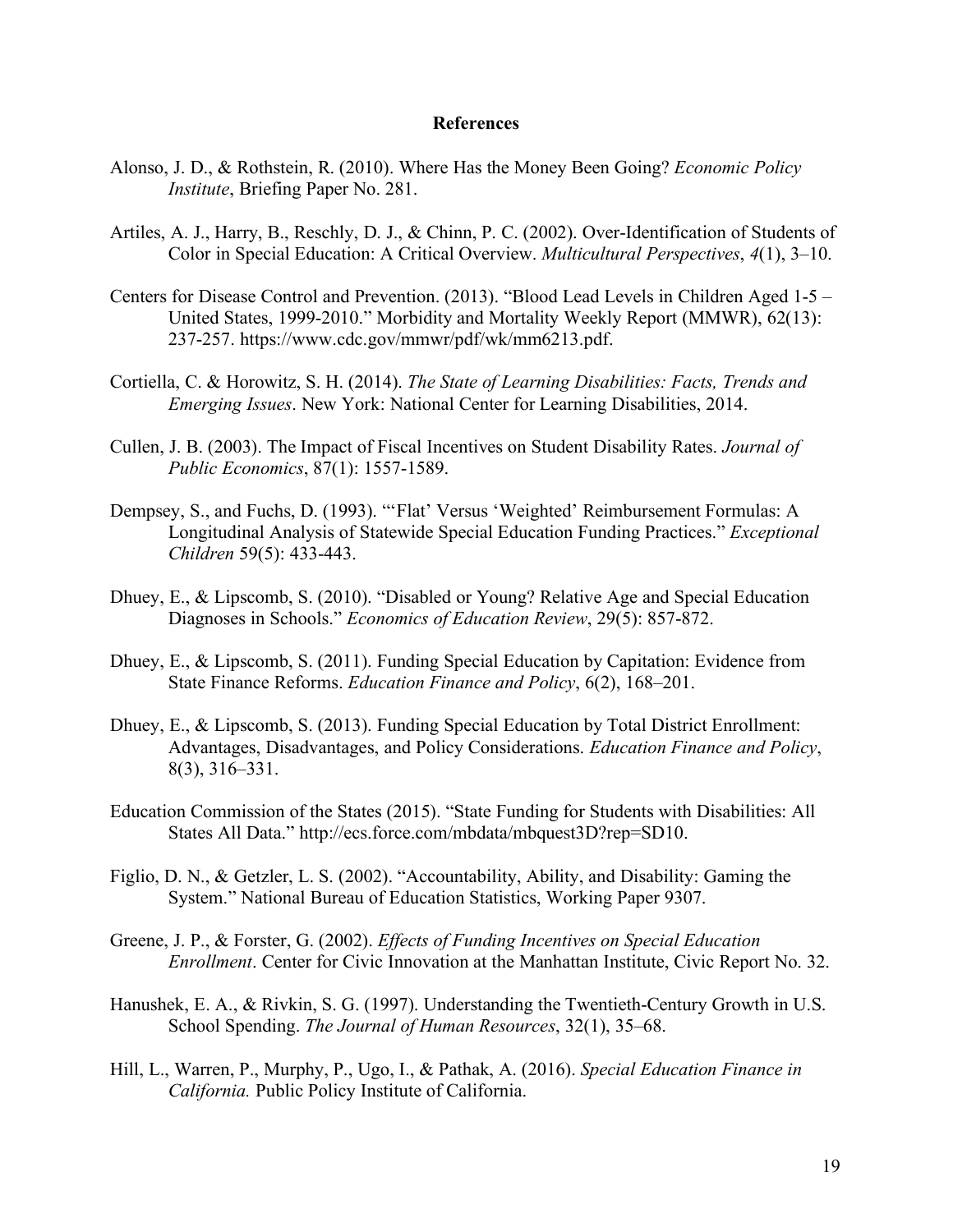## References

Alonso, J. D., & Rothstein, R. (2010). Where Has the Money Been Going? *Economic Policy Institute*, Briefing Paper No. 281.

Artiles, A. J., Harry, B., Reschly, D. J., & Chinn, P. C. (2002). Over-Identification of Students of Color in Special Education: A Critical Overview. *Multicultural Perspectives*, *4*(1), 3–10.

Centers for Disease Control and Prevention. (2013). "Blood Lead Levels in Children Aged 1-5 – United States, 1999-2010." Morbidity and Mortality Weekly Report (MMWR), 62(13): 237-257. https://www.cdc.gov/mmwr/pdf/wk/mm6213.pdf.

Cortiella, C. & Horowitz, S. H. (2014). *The State of Learning Disabilities: Facts, Trends and Emerging Issues*. New York: National Center for Learning Disabilities, 2014.

Cullen, J. B. (2003). The Impact of Fiscal Incentives on Student Disability Rates. *Journal of Public Economics*, 87(1): 1557-1589.

Dempsey, S., and Fuchs, D. (1993). "'Flat' Versus 'Weighted' Reimbursement Formulas: A Longitudinal Analysis of Statewide Special Education Funding Practices." *Exceptional Children* 59(5): 433-443.

Dhuey, E., & Lipscomb, S. (2010). "Disabled or Young? Relative Age and Special Education Diagnoses in Schools." *Economics of Education Review*, 29(5): 857-872.

Dhuey, E., & Lipscomb, S. (2011). Funding Special Education by Capitation: Evidence from State Finance Reforms. *Education Finance and Policy*, 6(2), 168–201.

Dhuey, E., & Lipscomb, S. (2013). Funding Special Education by Total District Enrollment: Advantages, Disadvantages, and Policy Considerations. *Education Finance and Policy*, 8(3), 316–331.

Education Commission of the States (2015). "State Funding for Students with Disabilities: All States All Data." http://ecs.force.com/mbdata/mbquest3D?rep=SD10.

Figlio, D. N., & Getzler, L. S. (2002). "Accountability, Ability, and Disability: Gaming the System." National Bureau of Education Statistics, Working Paper 9307.

Greene, J. P., & Forster, G. (2002). *Effects of Funding Incentives on Special Education Enrollment*. Center for Civic Innovation at the Manhattan Institute, Civic Report No. 32.

Hanushek, E. A., & Rivkin, S. G. (1997). Understanding the Twentieth-Century Growth in U.S. School Spending. *The Journal of Human Resources*, 32(1), 35–68.

Hill, L., Warren, P., Murphy, P., Ugo, I., & Pathak, A. (2016). *Special Education Finance in California.* Public Policy Institute of California.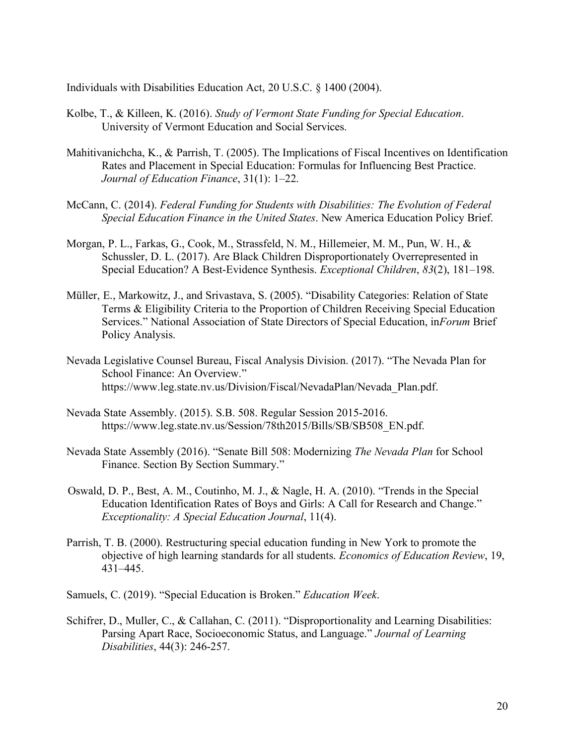Individuals with Disabilities Education Act, 20 U.S.C. § 1400 (2004).

Kolbe, T., & Killeen, K. (2016). *Study of Vermont State Funding for Special Education*. University of Vermont Education and Social Services.

Mahitivanichcha, K., & Parrish, T. (2005). The Implications of Fiscal Incentives on Identification Rates and Placement in Special Education: Formulas for Influencing Best Practice. *Journal of Education Finance*, 31(1): 1–22.

McCann, C. (2014). *Federal Funding for Students with Disabilities: The Evolution of Federal Special Education Finance in the United States*. New America Education Policy Brief.

Morgan, P. L., Farkas, G., Cook, M., Strassfeld, N. M., Hillemeier, M. M., Pun, W. H., & Schussler, D. L. (2017). Are Black Children Disproportionately Overrepresented in Special Education? A Best-Evidence Synthesis. *Exceptional Children*, *83*(2), 181–198.

Müller, E., Markowitz, J., and Srivastava, S. (2005). "Disability Categories: Relation of State Terms & Eligibility Criteria to the Proportion of Children Receiving Special Education Services." National Association of State Directors of Special Education, in*Forum* Brief Policy Analysis.

Nevada Legislative Counsel Bureau, Fiscal Analysis Division. (2017). "The Nevada Plan for School Finance: An Overview." https://www.leg.state.nv.us/Division/Fiscal/NevadaPlan/Nevada_Plan.pdf.

Nevada State Assembly. (2015). S.B. 508. Regular Session 2015-2016. https://www.leg.state.nv.us/Session/78th2015/Bills/SB/SB508_EN.pdf.

Nevada State Assembly (2016). "Senate Bill 508: Modernizing *The Nevada Plan* for School Finance. Section By Section Summary."

Oswald, D. P., Best, A. M., Coutinho, M. J., & Nagle, H. A. (2010). "Trends in the Special Education Identification Rates of Boys and Girls: A Call for Research and Change." *Exceptionality: A Special Education Journal*, 11(4).

Parrish, T. B. (2000). Restructuring special education funding in New York to promote the objective of high learning standards for all students. *Economics of Education Review*, 19, 431–445.

Samuels, C. (2019). "Special Education is Broken." *Education Week*.

Schifrer, D., Muller, C., & Callahan, C. (2011). "Disproportionality and Learning Disabilities: Parsing Apart Race, Socioeconomic Status, and Language." *Journal of Learning Disabilities*, 44(3): 246-257.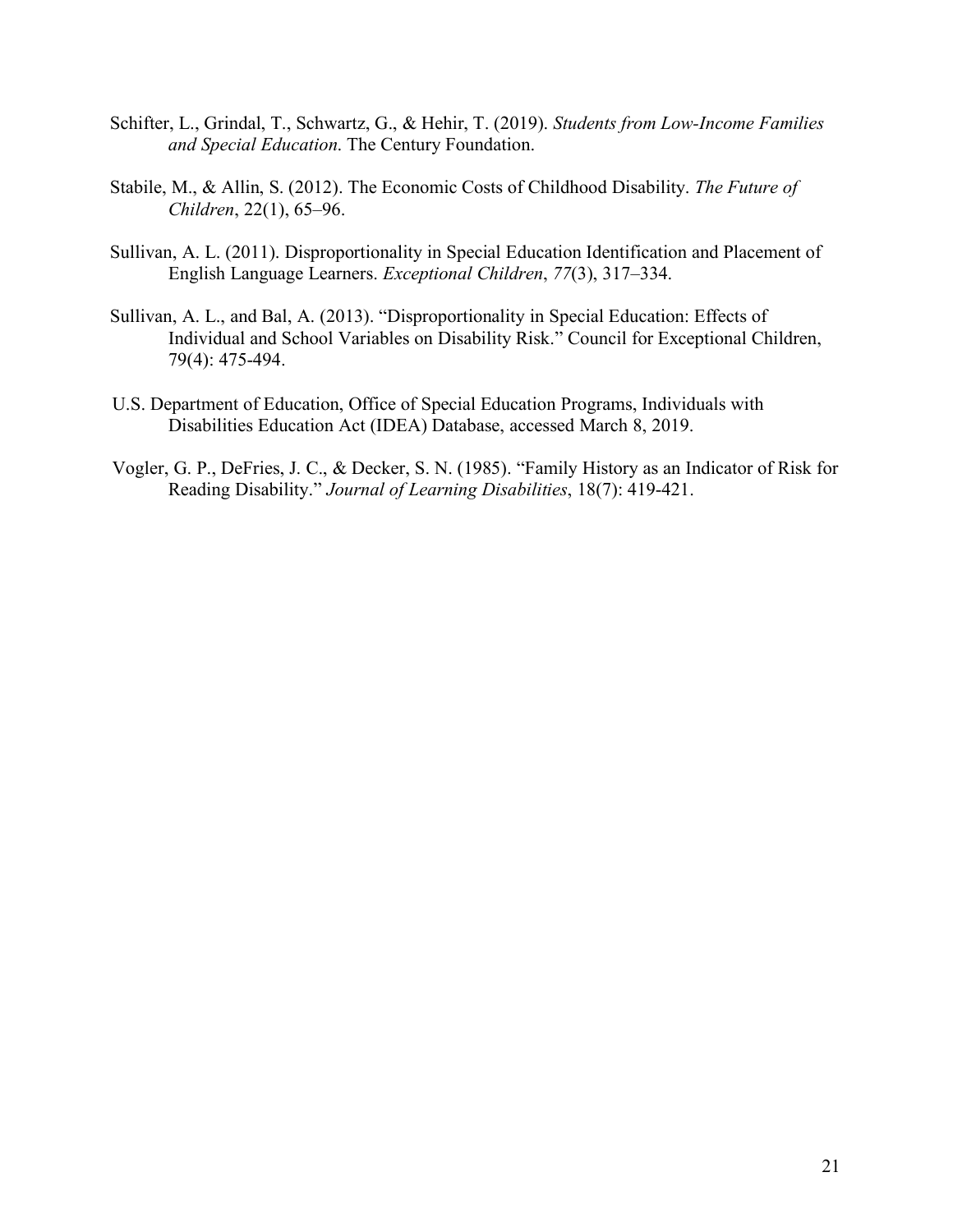Schifter, L., Grindal, T., Schwartz, G., & Hehir, T. (2019). *Students from Low-Income Families and Special Education*. The Century Foundation.

Stabile, M., & Allin, S. (2012). The Economic Costs of Childhood Disability. *The Future of Children*, 22(1), 65–96.

Sullivan, A. L. (2011). Disproportionality in Special Education Identification and Placement of English Language Learners. *Exceptional Children*, *77*(3), 317–334.

Sullivan, A. L., and Bal, A. (2013). "Disproportionality in Special Education: Effects of Individual and School Variables on Disability Risk." Council for Exceptional Children, 79(4): 475-494.

U.S. Department of Education, Office of Special Education Programs, Individuals with Disabilities Education Act (IDEA) Database, accessed March 8, 2019.

Vogler, G. P., DeFries, J. C., & Decker, S. N. (1985). "Family History as an Indicator of Risk for Reading Disability." *Journal of Learning Disabilities*, 18(7): 419-421.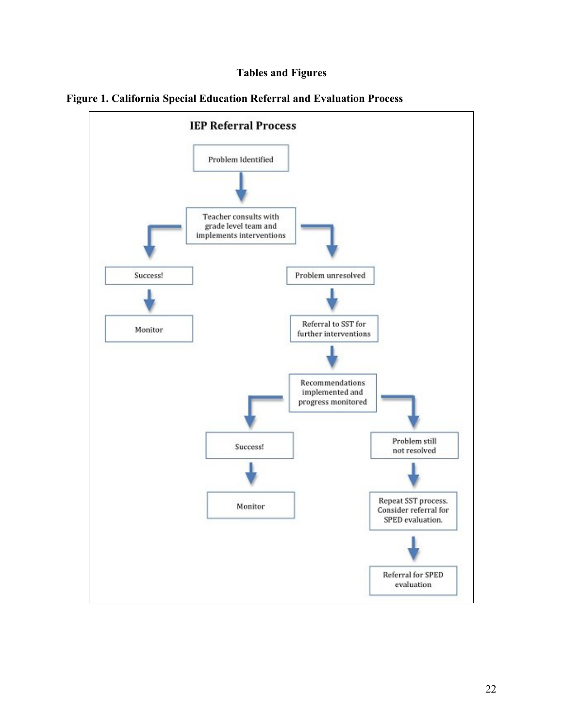**Tables and Figures**

**Figure 1. California Special Education Referral and Evaluation Process**

**IEP Referral Process**

- Problem Identified
  - Teacher consults with grade level team and implements interventions
    - Success!
      - Monitor
    - Problem unresolved
      - Referral to SST for further interventions
        - Recommendations implemented and progress monitored
          - Success!
            - Monitor
          - Problem still not resolved
            - Repeat SST process. Consider referral for SPED evaluation.
              - Referral for SPED evaluation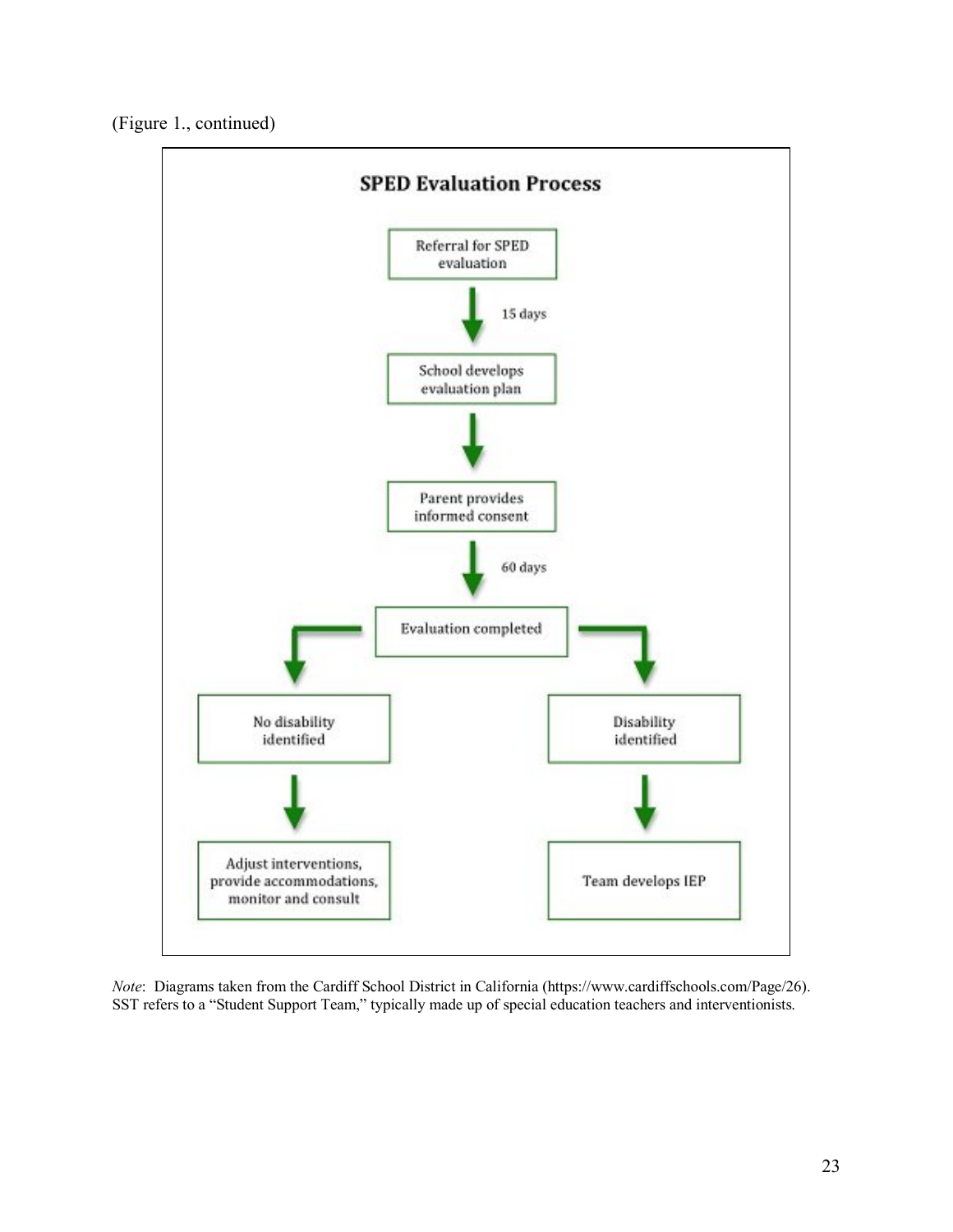(Figure 1., continued)

**SPED Evaluation Process**

Referral for SPED evaluation

15 days

School develops evaluation plan

Parent provides informed consent

60 days

Evaluation completed

No disability identified

Disability identified

Adjust interventions, provide accommodations, monitor and consult

Team develops IEP

*Note*: Diagrams taken from the Cardiff School District in California (https://www.cardiffschools.com/Page/26). SST refers to a "Student Support Team," typically made up of special education teachers and interventionists.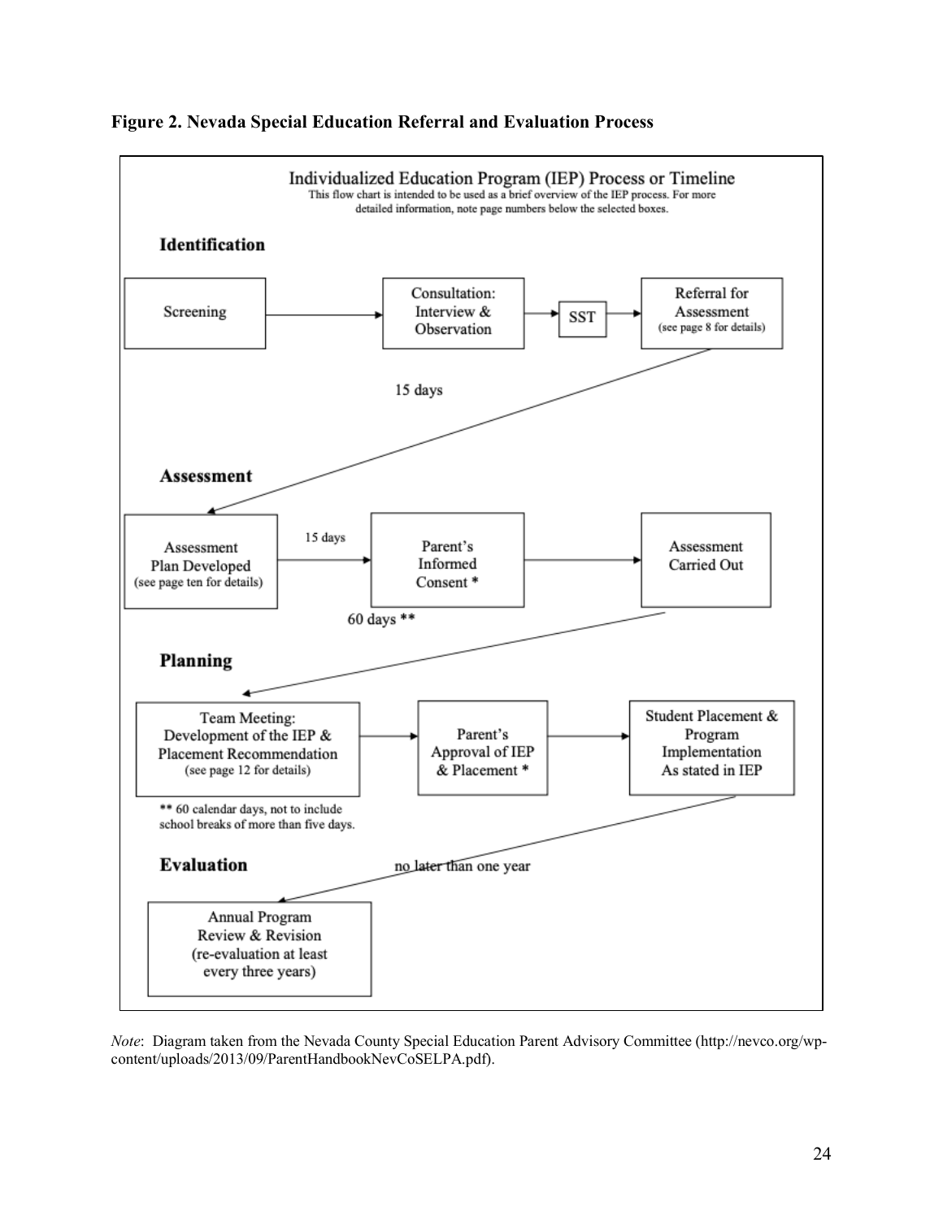**Figure 2. Nevada Special Education Referral and Evaluation Process**

Individualized Education Program (IEP) Process or Timeline

This flow chart is intended to be used as a brief overview of the IEP process. For more detailed information, note page numbers below the selected boxes.

**Identification**

Screening → Consultation: Interview & Observation → SST → Referral for Assessment (see page 8 for details)

15 days

**Assessment**

Assessment Plan Developed (see page ten for details) → 15 days → Parent's Informed Consent * → Assessment Carried Out

60 days **

**Planning**

Team Meeting: Development of the IEP & Placement Recommendation (see page 12 for details) → Parent's Approval of IEP & Placement * → Student Placement & Program Implementation As stated in IEP

** 60 calendar days, not to include school breaks of more than five days.

**Evaluation**

no later than one year

Annual Program Review & Revision (re-evaluation at least every three years)

*Note*: Diagram taken from the Nevada County Special Education Parent Advisory Committee (http://nevco.org/wp-content/uploads/2013/09/ParentHandbookNevCoSELPA.pdf).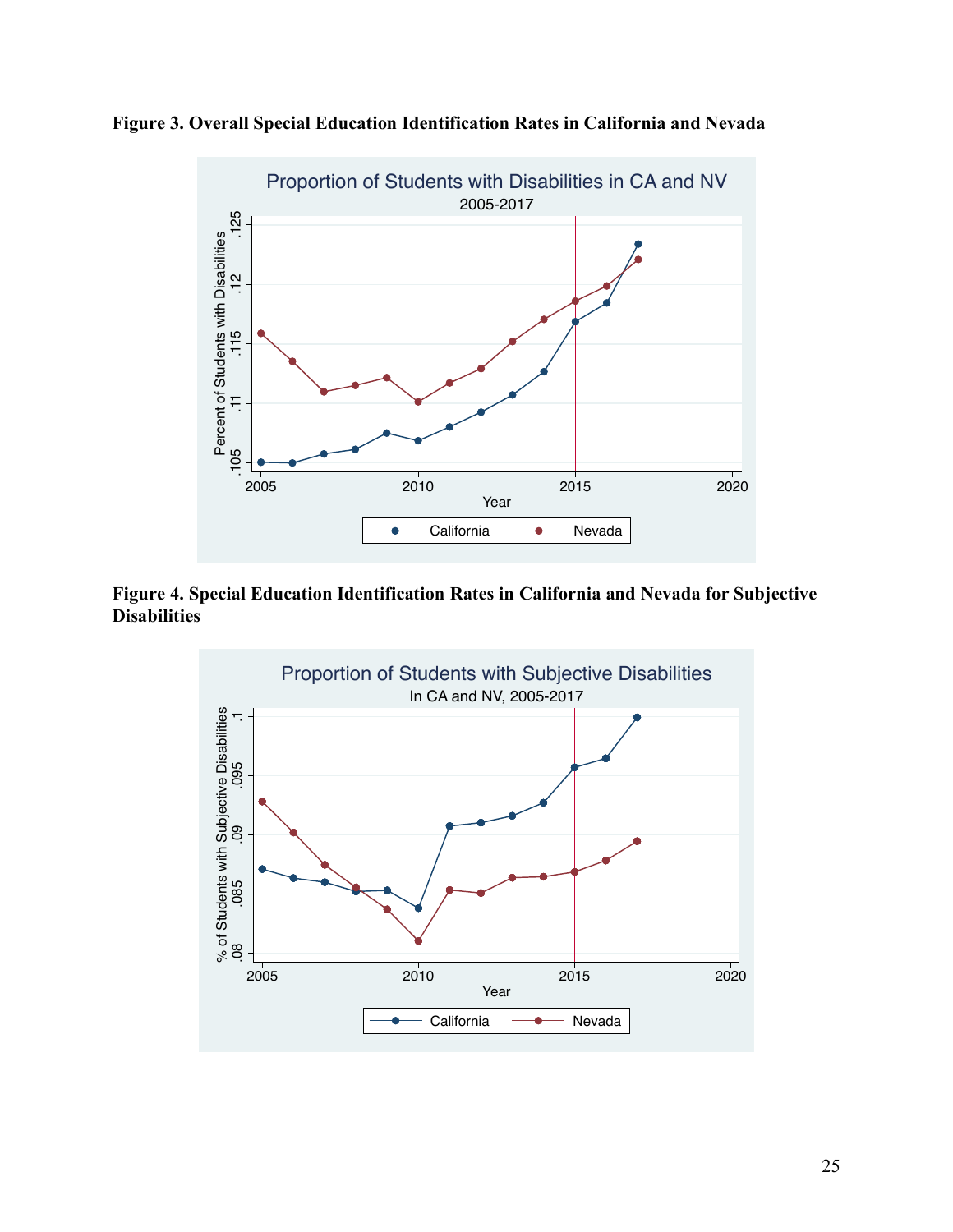**Figure 3. Overall Special Education Identification Rates in California and Nevada**

**Figure 4. Special Education Identification Rates in California and Nevada for Subjective Disabilities**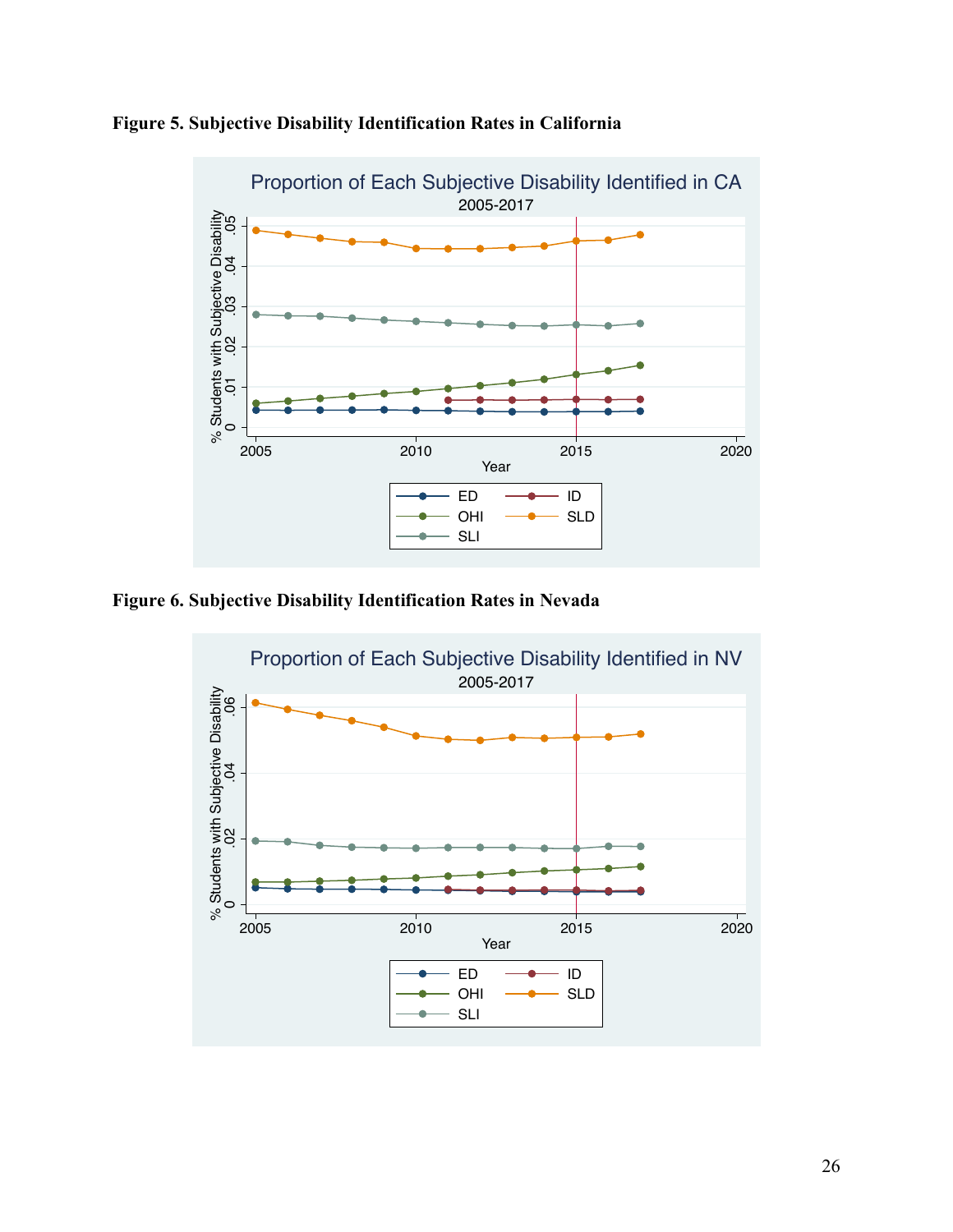**Figure 5. Subjective Disability Identification Rates in California**

**Figure 6. Subjective Disability Identification Rates in Nevada**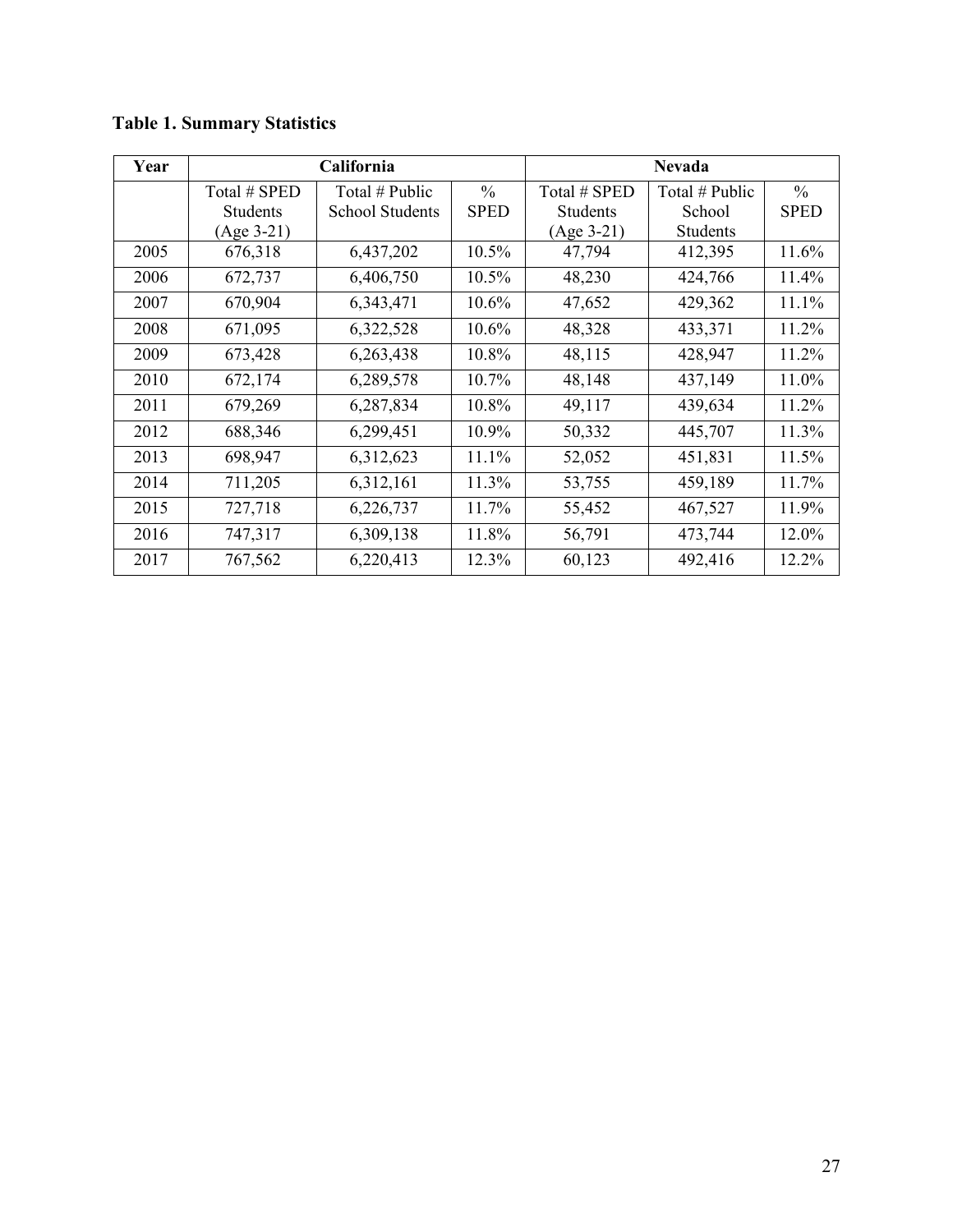**Table 1. Summary Statistics**

| Year | California | | | Nevada | | |
|---|---|---|---|---|---|---|
| | Total # SPED Students (Age 3-21) | Total # Public School Students | % SPED | Total # SPED Students (Age 3-21) | Total # Public School Students | % SPED |
| 2005 | 676,318 | 6,437,202 | 10.5% | 47,794 | 412,395 | 11.6% |
| 2006 | 672,737 | 6,406,750 | 10.5% | 48,230 | 424,766 | 11.4% |
| 2007 | 670,904 | 6,343,471 | 10.6% | 47,652 | 429,362 | 11.1% |
| 2008 | 671,095 | 6,322,528 | 10.6% | 48,328 | 433,371 | 11.2% |
| 2009 | 673,428 | 6,263,438 | 10.8% | 48,115 | 428,947 | 11.2% |
| 2010 | 672,174 | 6,289,578 | 10.7% | 48,148 | 437,149 | 11.0% |
| 2011 | 679,269 | 6,287,834 | 10.8% | 49,117 | 439,634 | 11.2% |
| 2012 | 688,346 | 6,299,451 | 10.9% | 50,332 | 445,707 | 11.3% |
| 2013 | 698,947 | 6,312,623 | 11.1% | 52,052 | 451,831 | 11.5% |
| 2014 | 711,205 | 6,312,161 | 11.3% | 53,755 | 459,189 | 11.7% |
| 2015 | 727,718 | 6,226,737 | 11.7% | 55,452 | 467,527 | 11.9% |
| 2016 | 747,317 | 6,309,138 | 11.8% | 56,791 | 473,744 | 12.0% |
| 2017 | 767,562 | 6,220,413 | 12.3% | 60,123 | 492,416 | 12.2% |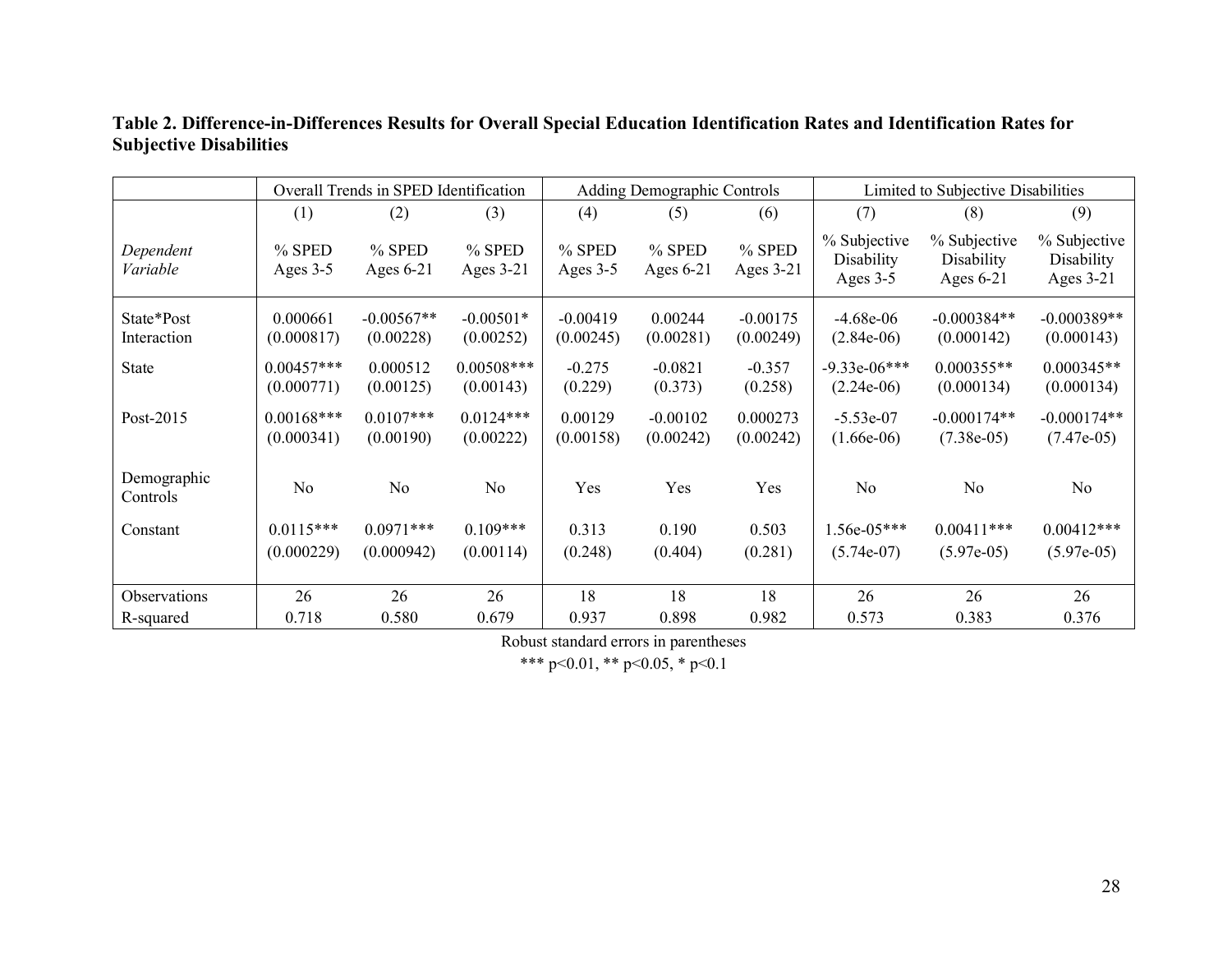**Table 2. Difference-in-Differences Results for Overall Special Education Identification Rates and Identification Rates for Subjective Disabilities**

| | Overall Trends in SPED Identification | | | Adding Demographic Controls | | | Limited to Subjective Disabilities | | |
|---|---|---|---|---|---|---|---|---|---|
| | (1) | (2) | (3) | (4) | (5) | (6) | (7) | (8) | (9) |
| *Dependent Variable* | % SPED Ages 3-5 | % SPED Ages 6-21 | % SPED Ages 3-21 | % SPED Ages 3-5 | % SPED Ages 6-21 | % SPED Ages 3-21 | % Subjective Disability Ages 3-5 | % Subjective Disability Ages 6-21 | % Subjective Disability Ages 3-21 |
| State*Post Interaction | 0.000661 | -0.00567** | -0.00501* | -0.00419 | 0.00244 | -0.00175 | -4.68e-06 | -0.000384** | -0.000389** |
| | (0.000817) | (0.00228) | (0.00252) | (0.00245) | (0.00281) | (0.00249) | (2.84e-06) | (0.000142) | (0.000143) |
| State | 0.00457*** | 0.000512 | 0.00508*** | -0.275 | -0.0821 | -0.357 | -9.33e-06*** | 0.000355** | 0.000345** |
| | (0.000771) | (0.00125) | (0.00143) | (0.229) | (0.373) | (0.258) | (2.24e-06) | (0.000134) | (0.000134) |
| Post-2015 | 0.00168*** | 0.0107*** | 0.0124*** | 0.00129 | -0.00102 | 0.000273 | -5.53e-07 | -0.000174** | -0.000174** |
| | (0.000341) | (0.00190) | (0.00222) | (0.00158) | (0.00242) | (0.00242) | (1.66e-06) | (7.38e-05) | (7.47e-05) |
| Demographic Controls | No | No | No | Yes | Yes | Yes | No | No | No |
| Constant | 0.0115*** | 0.0971*** | 0.109*** | 0.313 | 0.190 | 0.503 | 1.56e-05*** | 0.00411*** | 0.00412*** |
| | (0.000229) | (0.000942) | (0.00114) | (0.248) | (0.404) | (0.281) | (5.74e-07) | (5.97e-05) | (5.97e-05) |
| Observations | 26 | 26 | 26 | 18 | 18 | 18 | 26 | 26 | 26 |
| R-squared | 0.718 | 0.580 | 0.679 | 0.937 | 0.898 | 0.982 | 0.573 | 0.383 | 0.376 |

Robust standard errors in parentheses

*** p<0.01, ** p<0.05, * p<0.1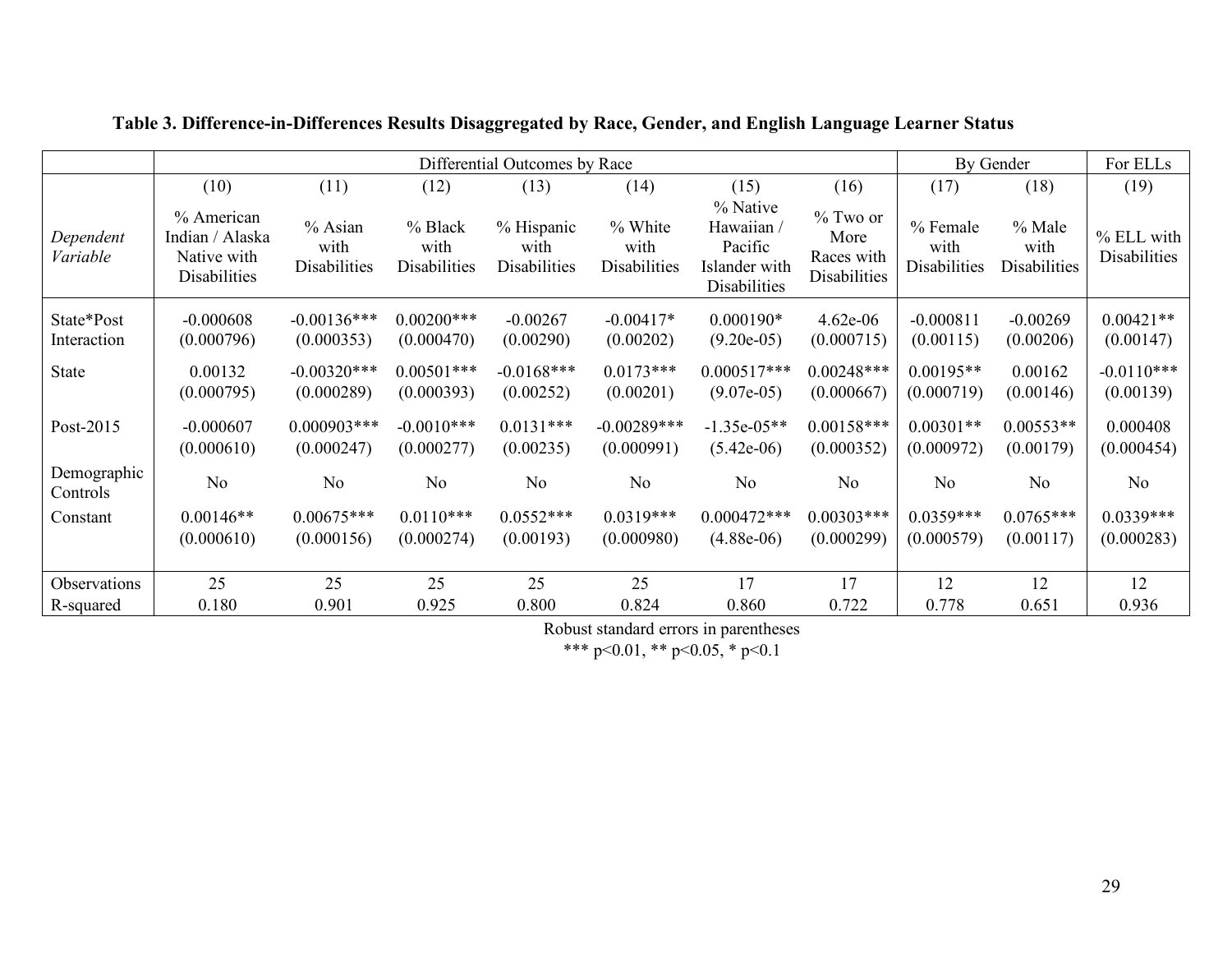**Table 3. Difference-in-Differences Results Disaggregated by Race, Gender, and English Language Learner Status**

| | Differential Outcomes by Race | | | | | | | By Gender | | For ELLs |
|---|---|---|---|---|---|---|---|---|---|---|
| | (10) | (11) | (12) | (13) | (14) | (15) | (16) | (17) | (18) | (19) |
| *Dependent Variable* | % American Indian / Alaska Native with Disabilities | % Asian with Disabilities | % Black with Disabilities | % Hispanic with Disabilities | % White with Disabilities | % Native Hawaiian / Pacific Islander with Disabilities | % Two or More Races with Disabilities | % Female with Disabilities | % Male with Disabilities | % ELL with Disabilities |
| State*Post Interaction | -0.000608 | -0.00136*** | 0.00200*** | -0.00267 | -0.00417* | 0.000190* | 4.62e-06 | -0.000811 | -0.00269 | 0.00421** |
| | (0.000796) | (0.000353) | (0.000470) | (0.00290) | (0.00202) | (9.20e-05) | (0.000715) | (0.00115) | (0.00206) | (0.00147) |
| State | 0.00132 | -0.00320*** | 0.00501*** | -0.0168*** | 0.0173*** | 0.000517*** | 0.00248*** | 0.00195** | 0.00162 | -0.0110*** |
| | (0.000795) | (0.000289) | (0.000393) | (0.00252) | (0.00201) | (9.07e-05) | (0.000667) | (0.000719) | (0.00146) | (0.00139) |
| Post-2015 | -0.000607 | 0.000903*** | -0.0010*** | 0.0131*** | -0.00289*** | -1.35e-05** | 0.00158*** | 0.00301** | 0.00553** | 0.000408 |
| | (0.000610) | (0.000247) | (0.000277) | (0.00235) | (0.000991) | (5.42e-06) | (0.000352) | (0.000972) | (0.00179) | (0.000454) |
| Demographic Controls | No | No | No | No | No | No | No | No | No | No |
| Constant | 0.00146** | 0.00675*** | 0.0110*** | 0.0552*** | 0.0319*** | 0.000472*** | 0.00303*** | 0.0359*** | 0.0765*** | 0.0339*** |
| | (0.000610) | (0.000156) | (0.000274) | (0.00193) | (0.000980) | (4.88e-06) | (0.000299) | (0.000579) | (0.00117) | (0.000283) |
| Observations | 25 | 25 | 25 | 25 | 25 | 17 | 17 | 12 | 12 | 12 |
| R-squared | 0.180 | 0.901 | 0.925 | 0.800 | 0.824 | 0.860 | 0.722 | 0.778 | 0.651 | 0.936 |

Robust standard errors in parentheses

*** p<0.01, ** p<0.05, * p<0.1